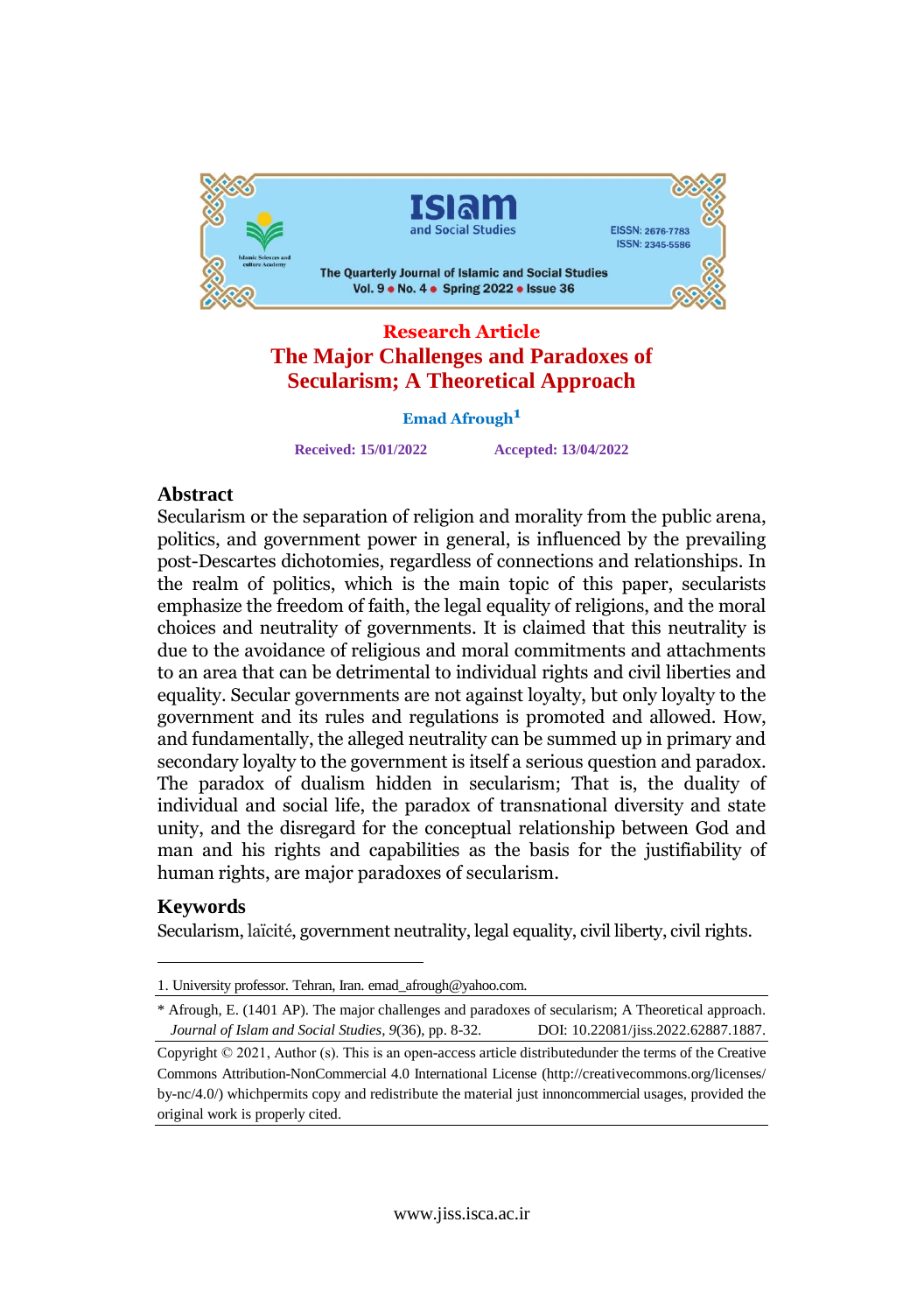Research Article

# The Major Challenges and Paradoxes of Secularism; A Theoretical Approach

**Emad Afrough**[1]

**Received: 15/01/2022** **Accepted: 13/04/2022**

## Abstract

Secularism or the separation of religion and morality from the public arena, politics, and government power in general, is influenced by the prevailing post-Descartes dichotomies, regardless of connections and relationships. In the realm of politics, which is the main topic of this paper, secularists emphasize the freedom of faith, the legal equality of religions, and the moral choices and neutrality of governments. It is claimed that this neutrality is due to the avoidance of religious and moral commitments and attachments to an area that can be detrimental to individual rights and civil liberties and equality. Secular governments are not against loyalty, but only loyalty to the government and its rules and regulations is promoted and allowed. How, and fundamentally, the alleged neutrality can be summed up in primary and secondary loyalty to the government is itself a serious question and paradox. The paradox of dualism hidden in secularism; That is, the duality of individual and social life, the paradox of transnational diversity and state unity, and the disregard for the conceptual relationship between God and man and his rights and capabilities as the basis for the justifiability of human rights, are major paradoxes of secularism.

## Keywords

Secularism, laïcité, government neutrality, legal equality, civil liberty, civil rights.

---

1. University professor. Tehran, Iran. emad_afrough@yahoo.com.

* Afrough, E. (1401 AP). The major challenges and paradoxes of secularism; A Theoretical approach. *Journal of Islam and Social Studies, 9*(36), pp. 8-32. DOI: 10.22081/jiss.2022.62887.1887.

Copyright © 2021, Author (s). This is an open-access article distributedunder the terms of the Creative Commons Attribution-NonCommercial 4.0 International License (http://creativecommons.org/licenses/by-nc/4.0/) whichpermits copy and redistribute the material just innoncommercial usages, provided the original work is properly cited.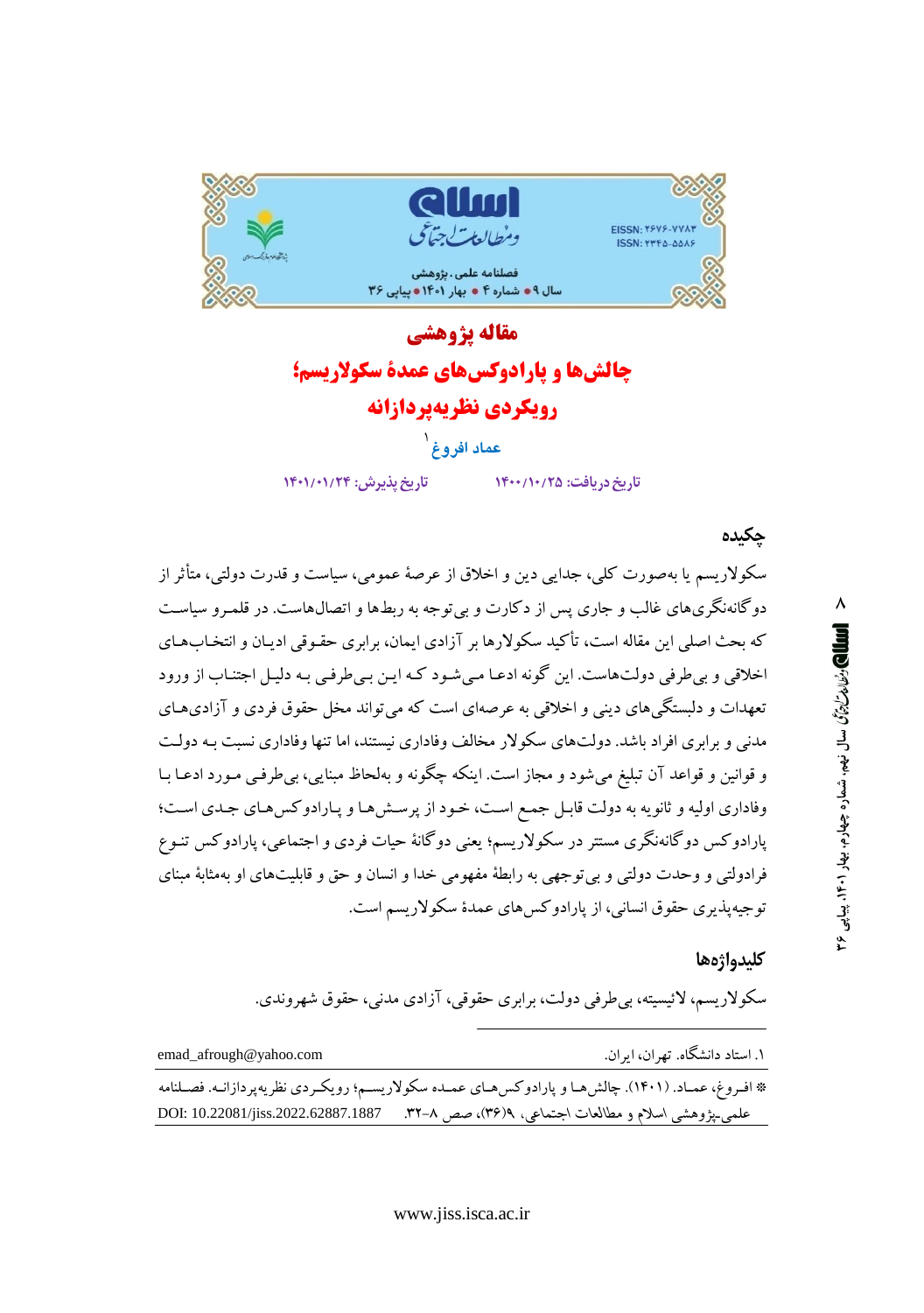## مقاله پژوهشی

# چالش‌ها و پارادوکس‌های عمدۀ سکولاریسم؛ رویکردی نظریه‌پردازانه

**عماد افروغ**[1]

تاریخ دریافت: ۱۴۰۰/۱۰/۲۵ — تاریخ پذیرش: ۱۴۰۱/۰۱/۲۴

## چکیده

سکولاریسم یا به‌صورت کلی، جدایی دین و اخلاق از عرصۀ عمومی، سیاست و قدرت دولتی، متأثر از دوگانه‌نگری‌های غالب و جاری پس از دکارت و بی‌توجه به ربط‌ها و اتصال‌هاست. در قلمرو سیاست که بحث اصلی این مقاله است، تأکید سکولارها بر آزادی ایمان، برابری حقوقی ادیان و انتخاب‌های اخلاقی و بی‌طرفی دولت‌هاست. این گونه ادعا می‌شود که این بی‌طرفی به دلیل اجتناب از ورود تعهدات و دلبستگی‌های دینی و اخلاقی به عرصه‌ای است که می‌تواند مخل حقوق فردی و آزادی‌های مدنی و برابری افراد باشد. دولت‌های سکولار مخالف وفاداری نیستند، اما تنها وفاداری نسبت به دولت و قوانین و قواعد آن تبلیغ می‌شود و مجاز است. اینکه چگونه و به‌لحاظ مبنایی، بی‌طرفی مورد ادعا با وفاداری اولیه و ثانویه به دولت قابل جمع است، خود از پرسش‌ها و پارادوکس‌های جدی است؛ پارادوکس دوگانه‌نگری مستتر در سکولاریسم؛ یعنی دوگانۀ حیات فردی و اجتماعی، پارادوکس تنوع فرادولتی و وحدت دولتی و بی‌توجهی به رابطۀ مفهومی خدا و انسان و حق و قابلیت‌های او به‌مثابۀ مبنای توجیه‌پذیری حقوق انسانی، از پارادوکس‌های عمدۀ سکولاریسم است.

## کلیدواژه‌ها

سکولاریسم، لائیسیته، بی‌طرفی دولت، برابری حقوقی، آزادی مدنی، حقوق شهروندی.

---

[1] استاد دانشگاه. تهران، ایران. emad_afrough@yahoo.com

* افروغ، عماد. (۱۴۰۱). چالش‌ها و پارادوکس‌های عمده سکولاریسم؛ رویکردی نظریه‌پردازانه. فصلنامه علمی‌ـ‌پژوهشی اسلام و مطالعات اجتماعی، ۹(۳۶)، صص ۸-۳۲. DOI: 10.22081/jiss.2022.62887.1887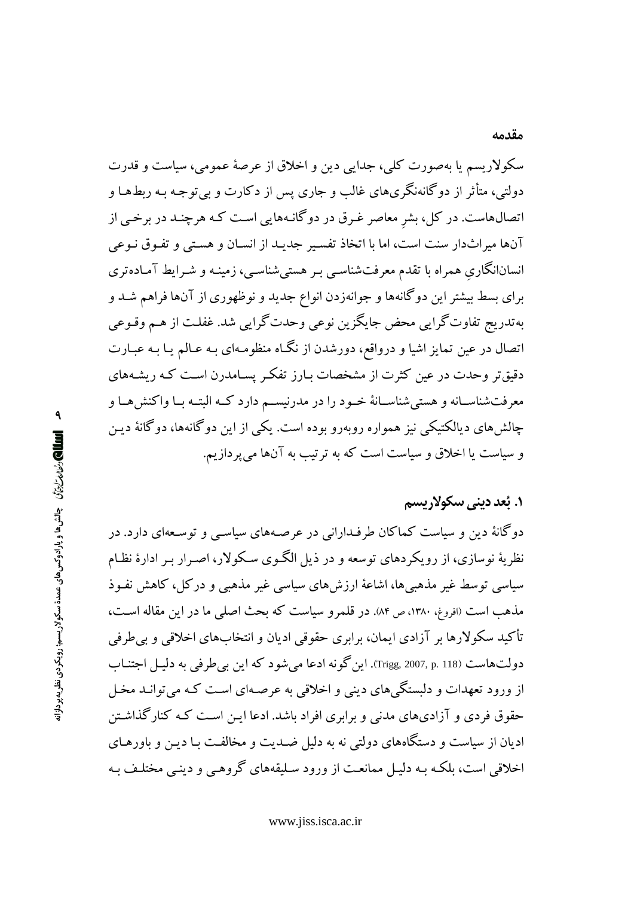## مقدمه

سکولاریسم یا به‌صورت کلی، جدایی دین و اخلاق از عرصهٔ عمومی، سیاست و قدرت دولتی، متأثر از دوگانه‌نگری‌های غالب و جاری پس از دکارت و بی‌توجه به ربط‌ها و اتصال‌هاست. در کل، بشرِ معاصر غرق در دوگانه‌هایی است که هرچند در برخی از آن‌ها میراث‌دار سنت است، اما با اتخاذ تفسیر جدید از انسان و هستی و تفوق نوعی انسان‌انگاریِ همراه با تقدم معرفت‌شناسی بر هستی‌شناسی، زمینه و شرایط آماده‌تری برای بسط بیشتر این دوگانه‌ها و جوانه‌زدن انواع جدید و نوظهوری از آن‌ها فراهم شد و به‌تدریج تفاوت‌گرایی محض جایگزین نوعی وحدت‌گرایی شد. غفلت از هم وقوعی اتصال در عین تمایز اشیا و درواقع، دورشدن از نگاه منظومه‌ای به عالم یا به عبارت دقیق‌تر وحدت در عین کثرت از مشخصات بارز تفکر پسامدرن است که ریشه‌های معرفت‌شناسانه و هستی‌شناسانهٔ خود را در مدرنیسم دارد که البته با واکنش‌ها و چالش‌های دیالکتیکی نیز همواره روبه‌رو بوده است. یکی از این دوگانه‌ها، دوگانهٔ دین و سیاست یا اخلاق و سیاست است که به ترتیب به آن‌ها می‌پردازیم.

## ۱. بُعد دینی سکولاریسم

دوگانهٔ دین و سیاست کماکان طرفدارانی در عرصه‌های سیاسی و توسعه‌ای دارد. در نظریهٔ نوسازی، از رویکردهای توسعه و در ذیل الگوی سکولار، اصرار بر ادارهٔ نظام سیاسی توسط غیر مذهبی‌ها، اشاعهٔ ارزش‌های سیاسی غیر مذهبی و درکل، کاهش نفوذ مذهب است (افروغ، ۱۳۸۰، ص ۸۴). در قلمرو سیاست که بحث اصلی ما در این مقاله است، تأکید سکولارها بر آزادی ایمان، برابری حقوقی ادیان و انتخاب‌های اخلاقی و بی‌طرفی دولت‌هاست (Trigg, 2007, p. 118). این‌گونه ادعا می‌شود که این بی‌طرفی به دلیل اجتناب از ورود تعهدات و دلبستگی‌های دینی و اخلاقی به عرصه‌ای است که می‌تواند مخل حقوق فردی و آزادی‌های مدنی و برابری افراد باشد. ادعا این است که کنارگذاشتن ادیان از سیاست و دستگاه‌های دولتی نه به دلیل ضدیت و مخالفت با دین و باورهای اخلاقی است، بلکه به دلیل ممانعت از ورود سلیقه‌های گروهی و دینی مختلف به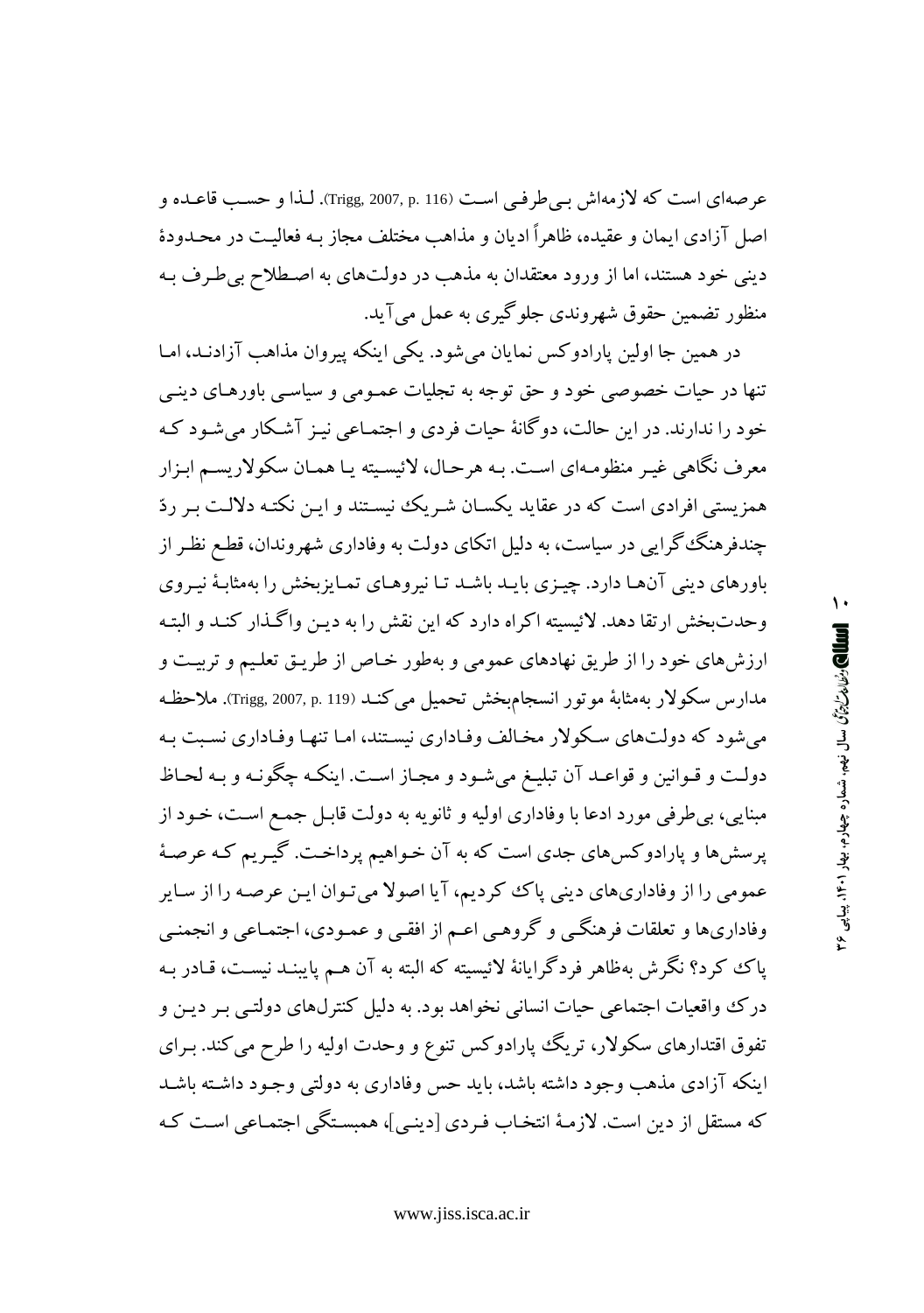عرصه‌ای است که لازمه‌اش بی‌طرفی است (Trigg, 2007, p. 116). لذا و حسب قاعده و اصل آزادی ایمان و عقیده، ظاهراً ادیان و مذاهب مختلف مجاز به فعالیت در محدودهٔ دینی خود هستند، اما از ورود معتقدان به مذهب در دولت‌های به اصطلاح بی‌طرف به منظور تضمین حقوق شهروندی جلوگیری به عمل می‌آید.

در همین جا اولین پارادوکس نمایان می‌شود. یکی اینکه پیروان مذاهب آزادند، اما تنها در حیات خصوصی خود و حق توجه به تجلیات عمومی و سیاسی باورهای دینی خود را ندارند. در این حالت، دوگانهٔ حیات فردی و اجتماعی نیز آشکار می‌شود که معرف نگاهی غیر منظومه‌ای است. به هرحال، لائیسیته یا همان سکولاریسم ابزار همزیستی افرادی است که در عقاید یکسان شریک نیستند و این نکته دلالت بر ردّ چندفرهنگ‌گرایی در سیاست، به دلیل اتکای دولت به وفاداری شهروندان، قطع نظر از باورهای دینی آن‌ها دارد. چیزی باید باشد تا نیروهای تمایزبخش را به‌مثابهٔ نیروی وحدت‌بخش ارتقا دهد. لائیسیته اکراه دارد که این نقش را به دین واگذار کند و البته ارزش‌های خود را از طریق نهادهای عمومی و به‌طور خاص از طریق تعلیم و تربیت و مدارس سکولار به‌مثابهٔ موتور انسجام‌بخش تحمیل می‌کند (Trigg, 2007, p. 119). ملاحظه می‌شود که دولت‌های سکولار مخالف وفاداری نیستند، اما تنها وفاداری نسبت به دولت و قوانین و قواعد آن تبلیغ می‌شود و مجاز است. اینکه چگونه و به لحاظ مبنایی، بی‌طرفی مورد ادعا با وفاداری اولیه و ثانویه به دولت قابل جمع است، خود از پرسش‌ها و پارادوکس‌های جدی است که به آن خواهیم پرداخت. گیریم که عرصهٔ عمومی را از وفاداری‌های دینی پاک کردیم، آیا اصولا می‌توان این عرصه را از سایر وفاداری‌ها و تعلقات فرهنگی و گروهی اعم از افقی و عمودی، اجتماعی و انجمنی پاک کرد؟ نگرش به‌ظاهر فردگرایانهٔ لائیسیته که البته به آن هم پایبند نیست، قادر به درک واقعیات اجتماعی حیات انسانی نخواهد بود. به دلیل کنترل‌های دولتی بر دین و تفوق اقتدارهای سکولار، تریگ پارادوکس تنوع و وحدت اولیه را طرح می‌کند. برای اینکه آزادی مذهب وجود داشته باشد، باید حس وفاداری به دولتی وجود داشته باشد که مستقل از دین است. لازمهٔ انتخاب فردی [دینی]، همبستگی اجتماعی است که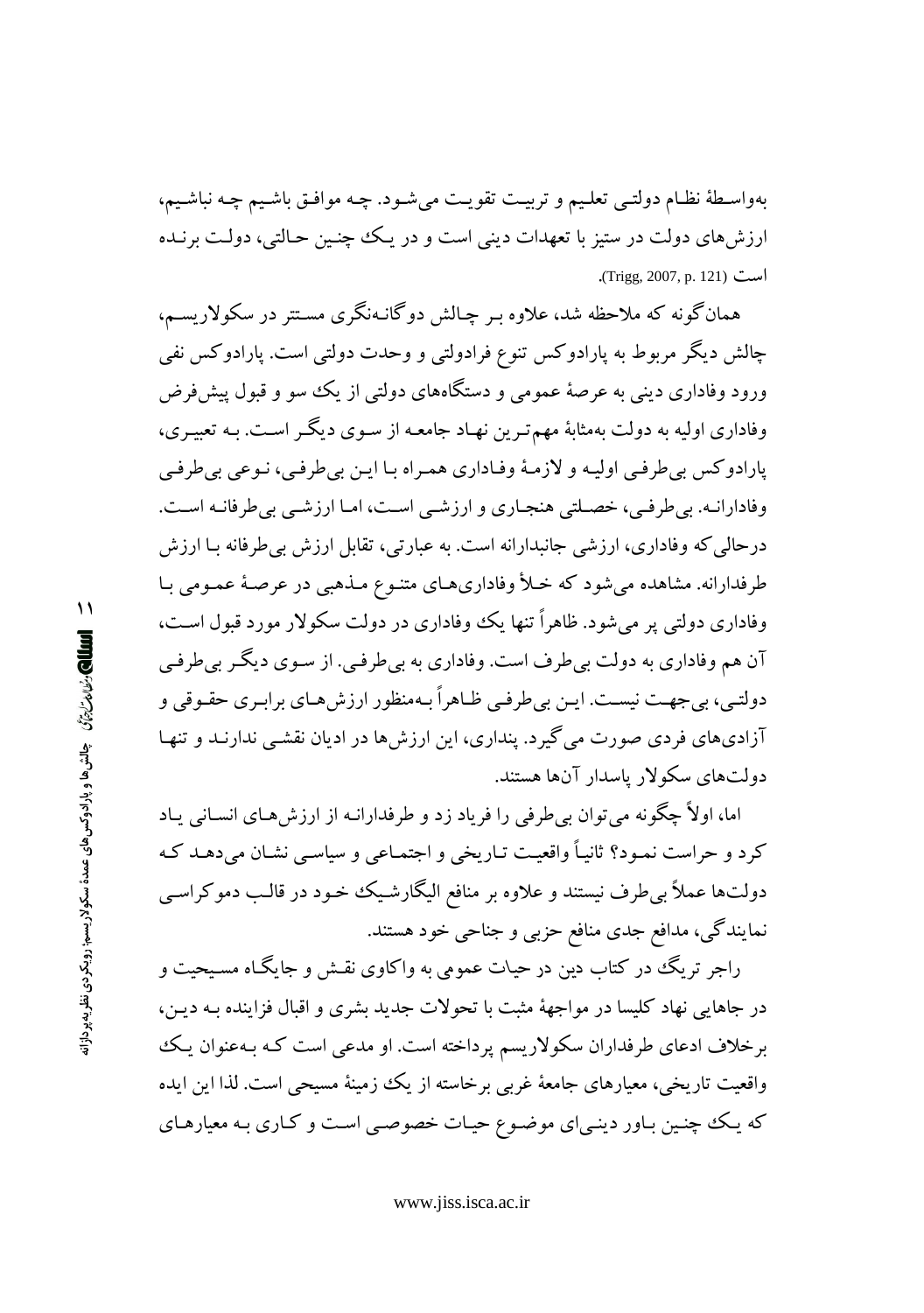به‌واسطهٔ نظام دولتی تعلیم و تربیت تقویت می‌شود. چه موافق باشیم چه نباشیم، ارزش‌های دولت در ستیز با تعهدات دینی است و در یک چنین حالتی، دولت برنده است (Trigg, 2007, p. 121).

همان‌گونه که ملاحظه شد، علاوه بر چالش دوگانه‌نگری مستتر در سکولاریسم، چالش دیگر مربوط به پارادوکس تنوع فرادولتی و وحدت دولتی است. پارادوکس نفی ورود وفاداری دینی به عرصهٔ عمومی و دستگاه‌های دولتی از یک سو و قبول پیش‌فرض وفاداری اولیه به دولت به‌مثابهٔ مهم‌ترین نهاد جامعه از سوی دیگر است. به تعبیری، پارادوکس بی‌طرفی اولیه و لازمهٔ وفاداری همراه با این بی‌طرفی، نوعی بی‌طرفی وفادارانه. بی‌طرفی، خصلتی هنجاری و ارزشی است، اما ارزشی بی‌طرفانه است. درحالی‌که وفاداری، ارزشی جانبدارانه است. به عبارتی، تقابل ارزش بی‌طرفانه با ارزش طرفدارانه. مشاهده می‌شود که خلأ وفاداری‌های متنوع مذهبی در عرصهٔ عمومی با وفاداری دولتی پر می‌شود. ظاهراً تنها یک وفاداری در دولت سکولار مورد قبول است، آن هم وفاداری به دولت بی‌طرف است. وفاداری به بی‌طرفی. از سوی دیگر بی‌طرفی دولتی، بی‌جهت نیست. این بی‌طرفی ظاهراً به‌منظور ارزش‌های برابری حقوقی و آزادی‌های فردی صورت می‌گیرد. پنداری، این ارزش‌ها در ادیان نقشی ندارند و تنها دولت‌های سکولار پاسدار آن‌ها هستند.

اما، اولاً چگونه می‌توان بی‌طرفی را فریاد زد و طرفدارانه از ارزش‌های انسانی یاد کرد و حراست نمود؟ ثانیاً واقعیت تاریخی و اجتماعی و سیاسی نشان می‌دهد که دولت‌ها عملاً بی‌طرف نیستند و علاوه بر منافع الیگارشیک خود در قالب دموکراسی نمایندگی، مدافع جدی منافع حزبی و جناحی خود هستند.

راجر تریگ در کتاب دین در حیات عمومی به واکاوی نقش و جایگاه مسیحیت و در جاهایی نهاد کلیسا در مواجهۀ مثبت با تحولات جدید بشری و اقبال فزاینده به دین، برخلاف ادعای طرفداران سکولاریسم پرداخته است. او مدعی است که به‌عنوان یک واقعیت تاریخی، معیارهای جامعۀ غربی برخاسته از یک زمینۀ مسیحی است. لذا این ایده که یک چنین باور دینی‌ای موضوع حیات خصوصی است و کاری به معیارهای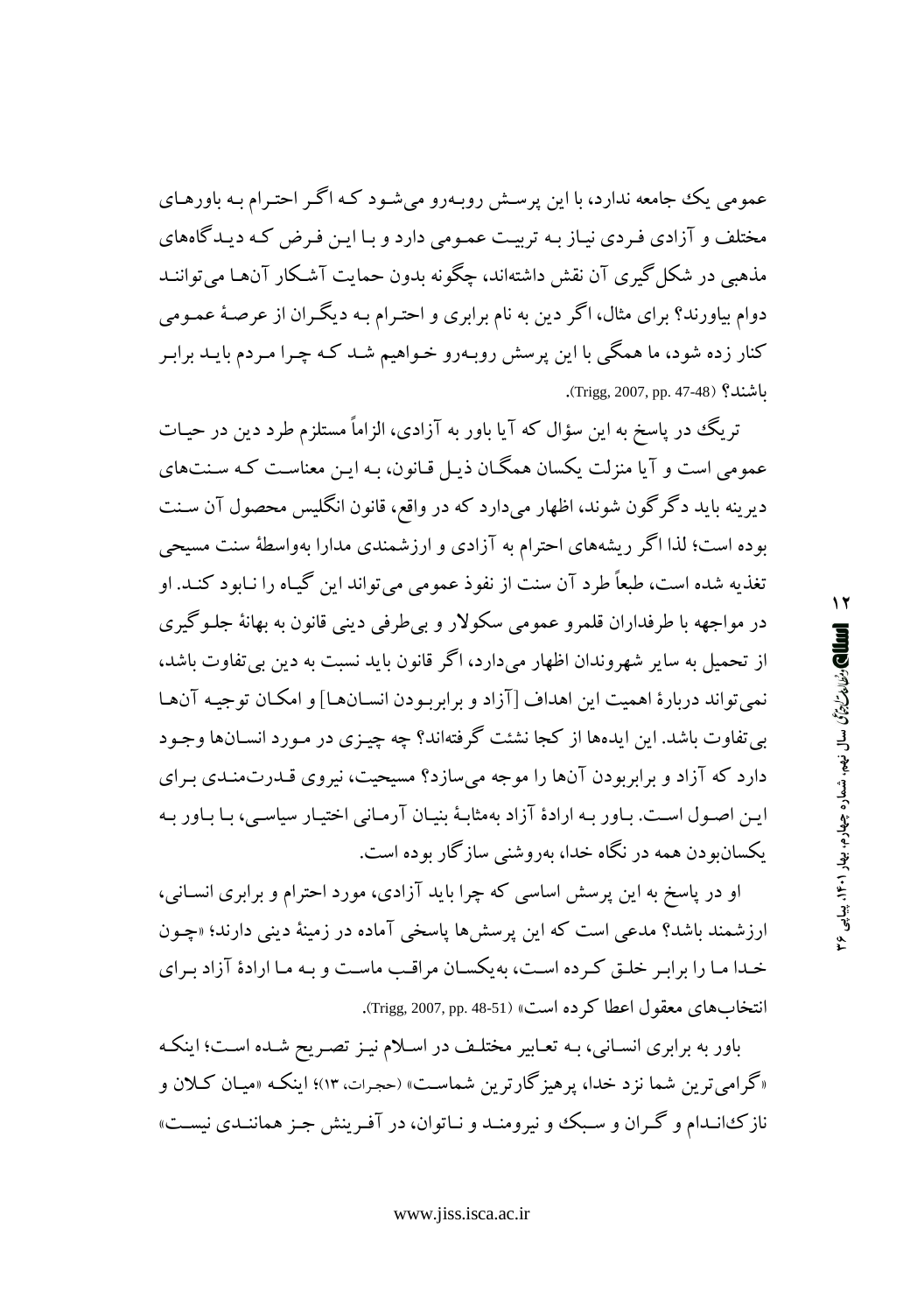عمومی یک جامعه ندارد، با این پرسش روبه‌رو می‌شود که اگر احترام به باورهای مختلف و آزادی فردی نیاز به تربیت عمومی دارد و با این فرض که دیدگاه‌های مذهبی در شکل‌گیری آن نقش داشته‌اند، چگونه بدون حمایت آشکار آن‌ها می‌توانند دوام بیاورند؟ برای مثال، اگر دین به نام برابری و احترام به دیگران از عرصهٔ عمومی کنار زده شود، ما همگی با این پرسش روبه‌رو خواهیم شد که چرا مردم باید برابر باشند؟ (Trigg, 2007, pp. 47-48).

تریگ در پاسخ به این سؤال که آیا باور به آزادی، الزاماً مستلزم طرد دین در حیات عمومی است و آیا منزلت یکسان همگان ذیل قانون، به این معناست که سنت‌های دیرینه باید دگرگون شوند، اظهار می‌دارد که در واقع، قانون انگلیس محصول آن سنت بوده است؛ لذا اگر ریشه‌های احترام به آزادی و ارزشمندی مدارا به‌واسطهٔ سنت مسیحی تغذیه شده است، طبعاً طرد آن سنت از نفوذ عمومی می‌تواند این گیاه را نابود کند. او در مواجهه با طرفداران قلمرو عمومی سکولار و بی‌طرفی دینی قانون به بهانهٔ جلوگیری از تحمیل به سایر شهروندان اظهار می‌دارد، اگر قانون باید نسبت به دین بی‌تفاوت باشد، نمی‌تواند دربارهٔ اهمیت این اهداف [آزاد و برابربودن انسان‌ها] و امکان توجیه آن‌ها بی‌تفاوت باشد. این ایده‌ها از کجا نشئت گرفته‌اند؟ چه چیزی در مورد انسان‌ها وجود دارد که آزاد و برابربودن آن‌ها را موجه می‌سازد؟ مسیحیت، نیروی قدرت‌مندی برای این اصول است. باور به ارادهٔ آزاد به‌مثابهٔ بنیان آرمانی اختیار سیاسی، با باور به یکسان‌بودن همه در نگاه خدا، به‌روشنی سازگار بوده است.

او در پاسخ به این پرسش اساسی که چرا باید آزادی، مورد احترام و برابری انسانی، ارزشمند باشد؟ مدعی است که این پرسش‌ها پاسخی آماده در زمینهٔ دینی دارند؛ «چون خدا ما را برابر خلق کرده است، به‌یکسان مراقب ماست و به ما ارادهٔ آزاد برای انتخاب‌های معقول اعطا کرده است» (Trigg, 2007, pp. 48-51).

باور به برابری انسانی، به تعابیر مختلف در اسلام نیز تصریح شده است؛ اینکه «گرامی‌ترین شما نزد خدا، پرهیزگارترین شماست» (حجرات، ۱۳)؛ اینکه «میان کلان و نازک‌اندام و گران و سبک و نیرومند و ناتوان، در آفرینش جز همانندی نیست»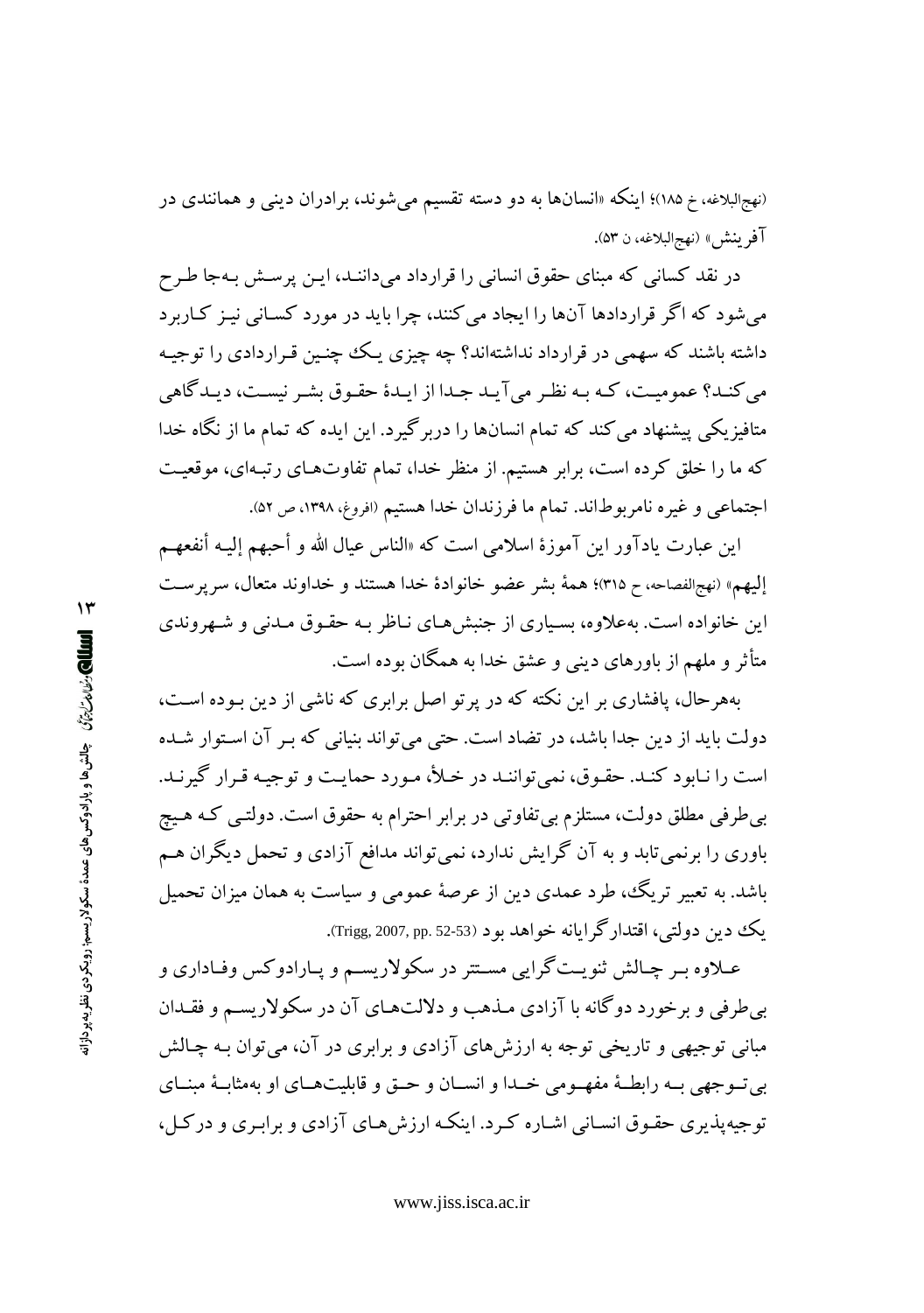(نهج‌البلاغه، خ ۱۸۵)؛ اینکه «انسان‌ها به دو دسته تقسیم می‌شوند، برادران دینی و همانندی در آفرینش» (نهج‌البلاغه، ن ۵۳).

در نقد کسانی که مبنای حقوق انسانی را قرارداد می‌دانند، این پرسش به‌جا طرح می‌شود که اگر قراردادها آن‌ها را ایجاد می‌کنند، چرا باید در مورد کسانی نیز کاربرد داشته باشند که سهمی در قرارداد نداشته‌اند؟ چه چیزی یک چنین قراردادی را توجیه می‌کند؟ عمومیت، که به نظر می‌آید جدا از ایدهٔ حقوق بشر نیست، دیدگاهی متافیزیکی پیشنهاد می‌کند که تمام انسان‌ها را دربرگیرد. این ایده که تمام ما از نگاه خدا که ما را خلق کرده است، برابر هستیم. از منظر خدا، تمام تفاوت‌های رتبه‌ای، موقعیت اجتماعی و غیره نامربوط‌اند. تمام ما فرزندان خدا هستیم (افروغ، ۱۳۹۸، ص ۵۲).

این عبارت یادآور این آموزهٔ اسلامی است که «الناس عیال الله و أحبهم إلیه أنفعهم إلیهم» (نهج‌الفصاحه، ح ۳۱۵)؛ همهٔ بشر عضو خانوادهٔ خدا هستند و خداوند متعال، سرپرست این خانواده است. به‌علاوه، بسیاری از جنبش‌های ناظر به حقوق مدنی و شهروندی متأثر و ملهم از باورهای دینی و عشق خدا به همگان بوده است.

به‌هرحال، پافشاری بر این نکته که در پرتو اصل برابری که ناشی از دین بوده است، دولت باید از دین جدا باشد، در تضاد است. حتی می‌تواند بنیانی که بر آن استوار شده است را نابود کند. حقوق، نمی‌توانند در خلأ، مورد حمایت و توجیه قرار گیرند. بی‌طرفی مطلق دولت، مستلزم بی‌تفاوتی در برابر احترام به حقوق است. دولتی که هیچ باوری را برنمی‌تابد و به آن گرایش ندارد، نمی‌تواند مدافع آزادی و تحمل دیگران هم باشد. به تعبیر تریگ، طرد عمدی دین از عرصهٔ عمومی و سیاست به همان میزان تحمیل یک دین دولتی، اقتدارگرایانه خواهد بود (Trigg, 2007, pp. 52-53).

علاوه بر چالش ثنویت‌گرایی مستتر در سکولاریسم و پارادوکس وفاداری و بی‌طرفی و برخورد دوگانه با آزادی مذهب و دلالت‌های آن در سکولاریسم و فقدان مبانی توجیهی و تاریخی توجه به ارزش‌های آزادی و برابری در آن، می‌توان به چالش بی‌توجهی به رابطهٔ مفهومی خدا و انسان و حق و قابلیت‌های او به‌مثابهٔ مبنای توجیه‌پذیری حقوق انسانی اشاره کرد. اینکه ارزش‌های آزادی و برابری و درکل،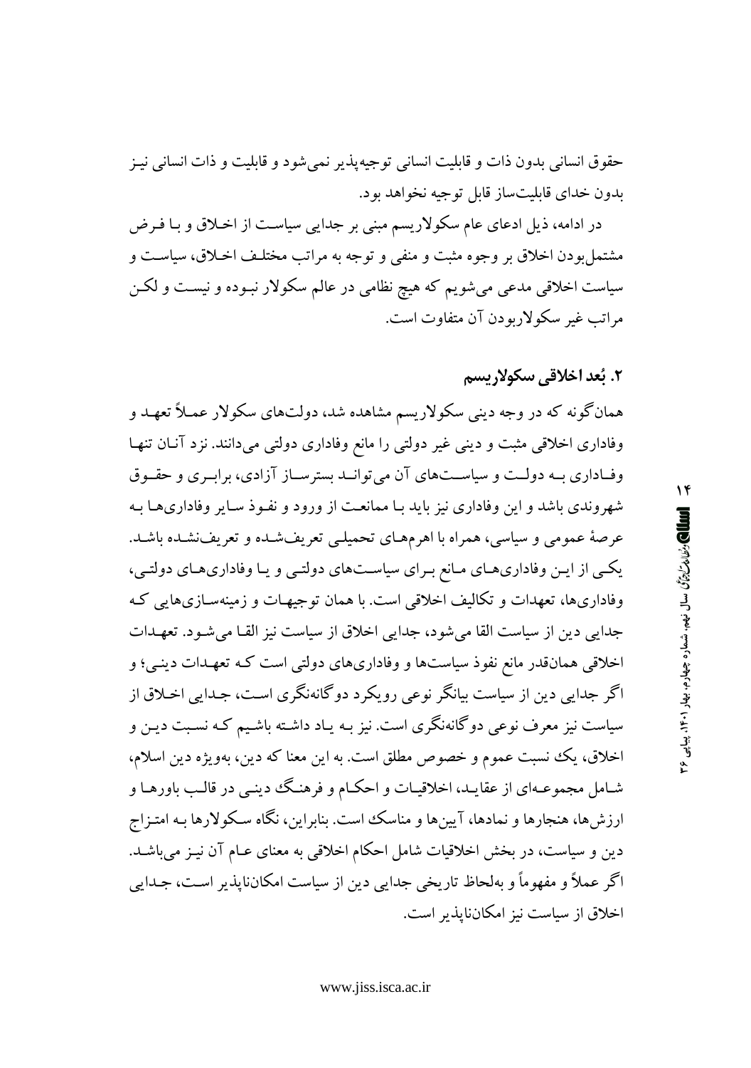حقوق انسانی بدون ذات و قابلیت انسانی توجیه‌پذیر نمی‌شود و قابلیت و ذات انسانی نیـز بدون خدای قابلیت‌ساز قابل توجیه نخواهد بود.

در ادامه، ذیل ادعای عام سکولاریسم مبنی بر جدایی سیاسـت از اخـلاق و بـا فـرض مشتمل‌بودن اخلاق بر وجوه مثبت و منفی و توجه به مراتب مختلـف اخـلاق، سیاسـت و سیاست اخلاقی مدعی می‌شویم که هیچ نظامی در عالم سکولار نبـوده و نیسـت و لکـن مراتب غیر سکولاربودن آن متفاوت است.

## ۲. بُعد اخلاقی سکولاریسم

همان‌گونه که در وجه دینی سکولاریسم مشاهده شد، دولت‌های سکولار عمـلاً تعهـد و وفاداری اخلاقی مثبت و دینی غیر دولتی را مانع وفاداری دولتی می‌دانند. نزد آنـان تنهـا وفـاداری بـه دولـت و سیاسـت‌های آن می‌توانـد بسترسـاز آزادی، برابـری و حقـوق شهروندی باشد و این وفاداری نیز باید بـا ممانعـت از ورود و نفـوذ سـایر وفاداری‌هـا بـه عرصهٔ عمومی و سیاسی، همراه با اهرم‌هـای تحمیلـی تعریف‌شـده و تعریف‌نشـده باشـد. یکـی از ایـن وفاداری‌هـای مـانع بـرای سیاسـت‌های دولتـی و یـا وفاداری‌هـای دولتـی، وفاداری‌ها، تعهدات و تکالیف اخلاقی است. با همان توجیهـات و زمینه‌سـازی‌هایی کـه جدایی دین از سیاست القا می‌شود، جدایی اخلاق از سیاست نیز القـا می‌شـود. تعهـدات اخلاقی همان‌قدر مانع نفوذ سیاست‌ها و وفاداری‌های دولتی است کـه تعهـدات دینـی؛ و اگر جدایی دین از سیاست بیانگر نوعی رویکرد دوگانه‌نگری اسـت، جـدایی اخـلاق از سیاست نیز معرف نوعی دوگانه‌نگری است. نیز بـه یـاد داشـته باشـیم کـه نسـبت دیـن و اخلاق، یک نسبت عموم و خصوص مطلق است. به این معنا که دین، به‌ویژه دین اسلام، شـامل مجموعـه‌ای از عقایـد، اخلاقیـات و احکـام و فرهنـگ دینـی در قالـب باورهـا و ارزش‌ها، هنجارها و نمادها، آیین‌ها و مناسک است. بنابراین، نگاه سـکولارها بـه امتـزاج دین و سیاست، در بخش اخلاقیات شامل احکام اخلاقی به معنای عـام آن نیـز می‌باشـد. اگر عملاً و مفهوماً و به‌لحاظ تاریخی جدایی دین از سیاست امکان‌ناپذیر اسـت، جـدایی اخلاق از سیاست نیز امکان‌ناپذیر است.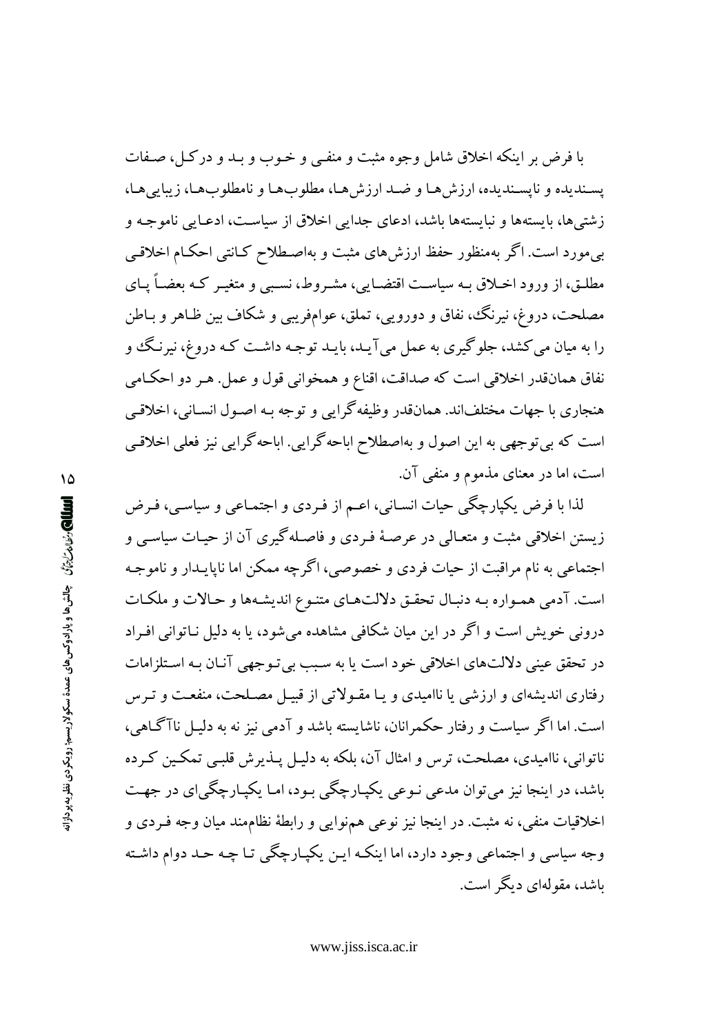با فرض بر اینکه اخلاق شامل وجوه مثبت و منفی و خوب و بد و درکل، صفات پسندیده و ناپسندیده، ارزش‌ها و ضد ارزش‌ها، مطلوب‌ها و نامطلوب‌ها، زیبایی‌ها، زشتی‌ها، بایسته‌ها و نبایسته‌ها باشد، ادعای جدایی اخلاق از سیاست، ادعایی ناموجه و بی‌مورد است. اگر به‌منظور حفظ ارزش‌های مثبت و به‌اصطلاح کانتی احکام اخلاقی مطلق، از ورود اخلاق به سیاست اقتضایی، مشروط، نسبی و متغیر که بعضاً پای مصلحت، دروغ، نیرنگ، نفاق و دورویی، تملق، عوام‌فریبی و شکاف بین ظاهر و باطن را به میان می‌کشد، جلوگیری به عمل می‌آید، باید توجه داشت که دروغ، نیرنگ و نفاق همان‌قدر اخلاقی است که صداقت، اقناع و همخوانی قول و عمل. هر دو احکامی هنجاری با جهات مختلف‌اند. همان‌قدر وظیفه‌گرایی و توجه به اصول انسانی، اخلاقی است که بی‌توجهی به این اصول و به‌اصطلاح اباحه‌گرایی. اباحه‌گرایی نیز فعلی اخلاقی است، اما در معنای مذموم و منفی آن.

لذا با فرض یکپارچگی حیات انسانی، اعم از فردی و اجتماعی و سیاسی، فرض زیستن اخلاقی مثبت و متعالی در عرصهٔ فردی و فاصله‌گیری آن از حیات سیاسی و اجتماعی به نام مراقبت از حیات فردی و خصوصی، اگرچه ممکن اما ناپایدار و ناموجه است. آدمی همواره به دنبال تحقق دلالت‌های متنوع اندیشه‌ها و حالات و ملکات درونی خویش است و اگر در این میان شکافی مشاهده می‌شود، یا به دلیل ناتوانی افراد در تحقق عینی دلالت‌های اخلاقی خود است یا به سبب بی‌توجهی آنان به استلزامات رفتاری اندیشه‌ای و ارزشی یا ناامیدی و یا مقولاتی از قبیل مصلحت، منفعت و ترس است. اما اگر سیاست و رفتار حکمرانان، ناشایسته باشد و آدمی نیز نه به دلیل ناآگاهی، ناتوانی، ناامیدی، مصلحت، ترس و امثال آن، بلکه به دلیل پذیرش قلبی تمکین کرده باشد، در اینجا نیز می‌توان مدعی نوعی یکپارچگی بود، اما یکپارچگی‌ای در جهت اخلاقیات منفی، نه مثبت. در اینجا نیز نوعی همنوایی و رابطهٔ نظام‌مند میان وجه فردی و وجه سیاسی و اجتماعی وجود دارد، اما اینکه این یکپارچگی تا چه حد دوام داشته باشد، مقوله‌ای دیگر است.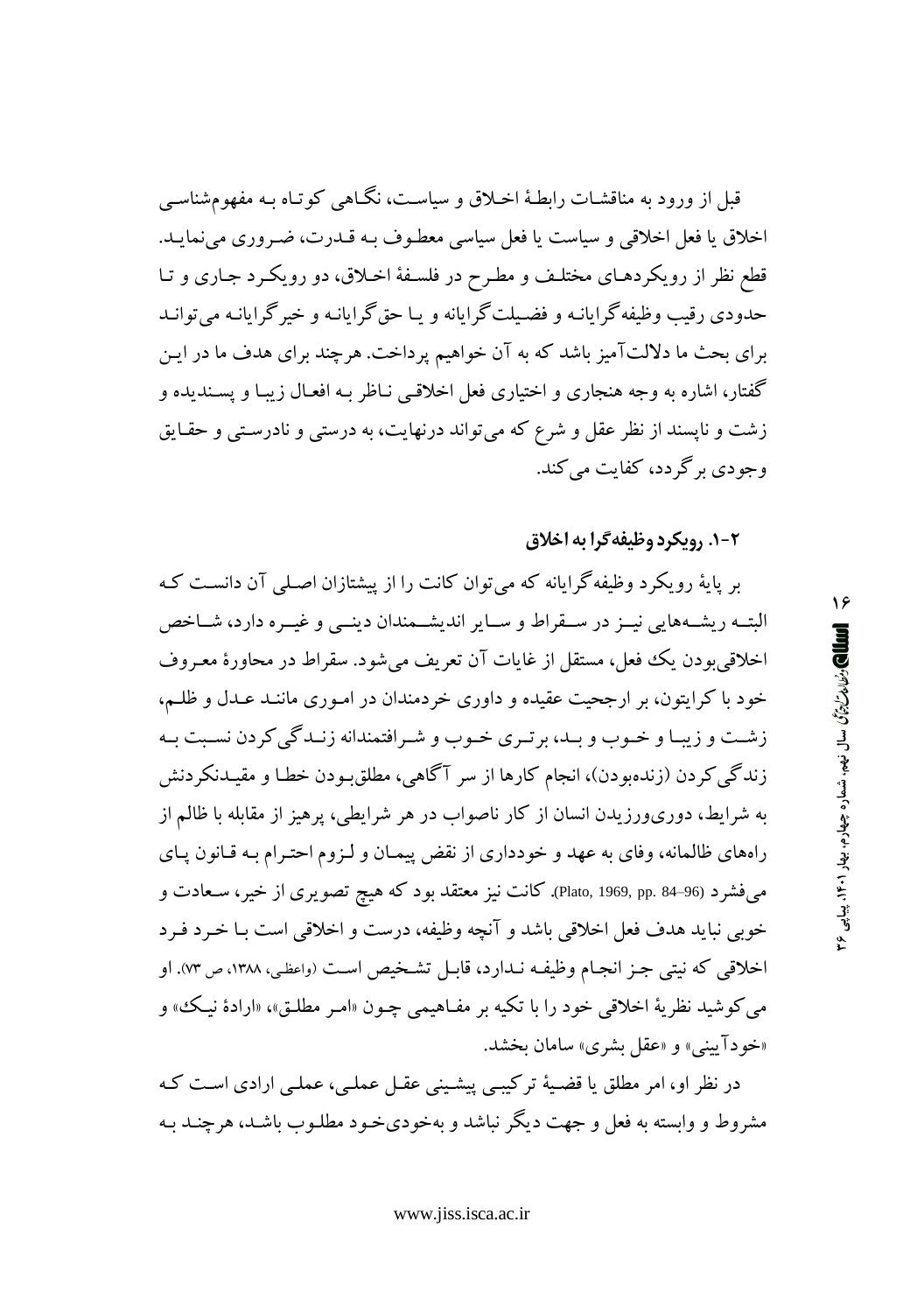قبل از ورود به مناقشات رابطهٔ اخلاق و سیاست، نگاهی کوتاه به مفهوم‌شناسی اخلاق یا فعل اخلاقی و سیاست یا فعل سیاسی معطوف به قدرت، ضروری می‌نماید. قطع نظر از رویکردهای مختلف و مطرح در فلسفهٔ اخلاق، دو رویکرد جاری و تا حدودی رقیب وظیفه‌گرایانه و فضیلت‌گرایانه و یا حق‌گرایانه و خیرگرایانه می‌توانند برای بحث ما دلالت‌آمیز باشد که به آن خواهیم پرداخت. هرچند برای هدف ما در این گفتار، اشاره به وجه هنجاری و اختیاری فعل اخلاقی ناظر به افعال زیبا و پسندیده و زشت و ناپسند از نظر عقل و شرع که می‌تواند درنهایت، به درستی و نادرستی و حقایق وجودی برگردد، کفایت می‌کند.

### ۲-۱. رویکرد وظیفه‌گرا به اخلاق

بر پایهٔ رویکرد وظیفه‌گرایانه که می‌توان کانت را از پیشتازان اصلی آن دانست که البته ریشه‌هایی نیز در سقراط و سایر اندیشمندان دینی و غیره دارد، شاخص اخلاقی‌بودن یک فعل، مستقل از غایات آن تعریف می‌شود. سقراط در محاورهٔ معروف خود با کرایتون، بر ارجحیت عقیده و داوری خردمندان در اموری مانند عدل و ظلم، زشت و زیبا و خوب و بد، برتری خوب و شرافتمندانه زندگی‌کردن نسبت به زندگی‌کردن (زنده‌بودن)، انجام کارها از سر آگاهی، مطلق‌بودن خطا و مقیدنکردنش به شرایط، دوری‌ورزیدن انسان از کار ناصواب در هر شرایطی، پرهیز از مقابله با ظالم از راه‌های ظالمانه، وفای به عهد و خودداری از نقض پیمان و لزوم احترام به قانون پای می‌فشرد (Plato, 1969, pp. 84–96). کانت نیز معتقد بود که هیچ تصویری از خیر، سعادت و خوبی نباید هدف فعل اخلاقی باشد و آنچه وظیفه، درست و اخلاقی است با خرد فرد اخلاقی که نیتی جز انجام وظیفه ندارد، قابل تشخیص است (واعظی، ۱۳۸۸، ص ۷۳). او می‌کوشید نظریهٔ اخلاقی خود را با تکیه بر مفاهیمی چون «امر مطلق»، «ارادهٔ نیک» و «خودآیینی» و «عقل بشری» سامان بخشد.

در نظر او، امر مطلق یا قضیهٔ ترکیبی پیشینی عقل عملی، عملی ارادی است که مشروط و وابسته به فعل و جهت دیگر نباشد و به‌خودی‌خود مطلوب باشد، هرچند به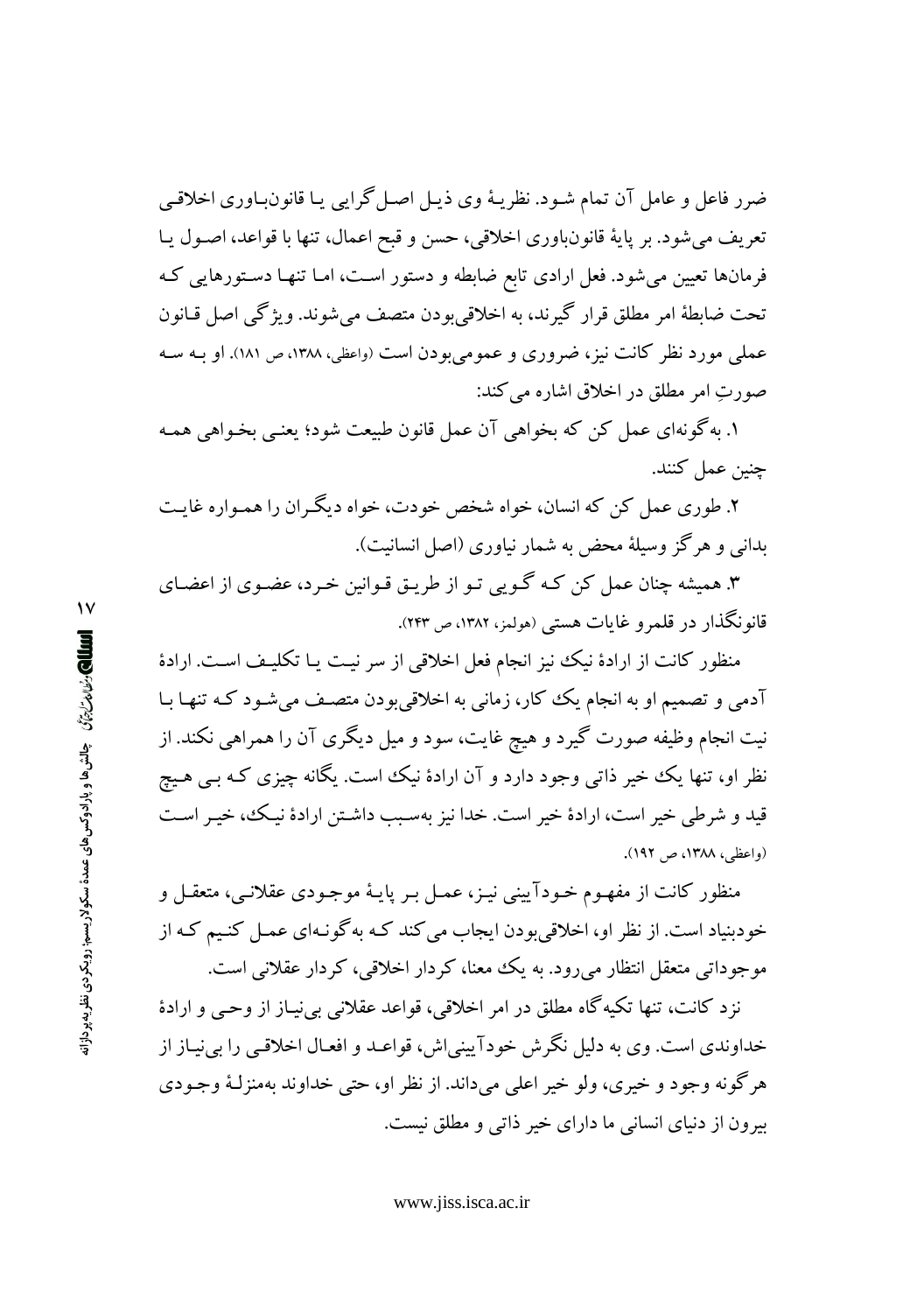ضرر فاعل و عامل آن تمام شـود. نظریـهٔ وی ذیـل اصـل‌گرایی یـا قانون‌بـاوری اخلاقـی تعریف می‌شود. بر پایهٔ قانون‌باوری اخلاقی، حسن و قبح اعمال، تنها با قواعد، اصـول یـا فرمان‌ها تعیین می‌شود. فعل ارادی تابع ضابطه و دستور اسـت، امـا تنهـا دسـتورهایی کـه تحت ضابطهٔ امر مطلق قرار گیرند، به اخلاقی‌بودن متصف می‌شوند. ویژگی اصل قـانون عملی مورد نظر کانت نیز، ضروری و عمومی‌بودن است (واعظی، ۱۳۸۸، ص ۱۸۱). او بـه سـه صورتِ امر مطلق در اخلاق اشاره می‌کند:

۱. به‌گونه‌ای عمل کن که بخواهی آن عمل قانون طبیعت شود؛ یعنـی بخـواهی همـه چنین عمل کنند.

۲. طوری عمل کن که انسان، خواه شخص خودت، خواه دیگـران را همـواره غایـت بدانی و هرگز وسیلهٔ محض به شمار نیاوری (اصل انسانیت).

۳. همیشه چنان عمل کن کـه گـویی تـو از طریـق قـوانین خـرد، عضـوی از اعضـای قانونگذار در قلمرو غایات هستی (هولمز، ۱۳۸۲، ص ۲۴۳).

منظور کانت از ارادهٔ نیک نیز انجام فعل اخلاقی از سر نیـت یـا تکلیـف اسـت. ارادهٔ آدمی و تصمیم او به انجام یک کار، زمانی به اخلاقی‌بودن متصـف مـی‌شـود کـه تنهـا بـا نیت انجام وظیفه صورت گیرد و هیچ غایت، سود و میل دیگری آن را همراهی نکند. از نظر او، تنها یک خیر ذاتی وجود دارد و آن ارادهٔ نیک است. یگانه چیزی کـه بـی هـیچ قید و شرطی خیر است، ارادهٔ خیر است. خدا نیز به‌سـبب داشـتن ارادهٔ نیـک، خیـر اسـت (واعظی، ۱۳۸۸، ص ۱۹۲).

منظور کانت از مفهـوم خـودآیینی نیـز، عمـل بـر پایـهٔ موجـودی عقلانـی، متعقـل و خودبنیاد است. از نظر او، اخلاقی‌بودن ایجاب می‌کند کـه به‌گونـه‌ای عمـل کنـیم کـه از موجوداتی متعقل انتظار می‌رود. به یک معنا، کردار اخلاقی، کردار عقلانی است.

نزد کانت، تنها تکیه‌گاه مطلق در امر اخلاقی، قواعد عقلانی بی‌نیـاز از وحـی و ارادهٔ خداوندی است. وی به دلیل نگرش خودآیینی‌اش، قواعـد و افعـال اخلاقـی را بی‌نیـاز از هرگونه وجود و خیری، ولو خیر اعلی می‌داند. از نظر او، حتی خداوند به‌منزلـهٔ وجـودی بیرون از دنیای انسانی ما دارای خیر ذاتی و مطلق نیست.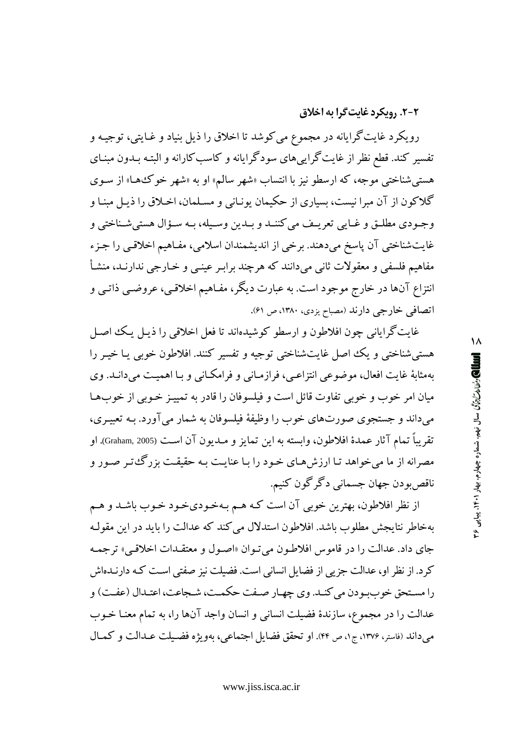### ۲-۲. رویکرد غایت‌گرا به اخلاق

رویکرد غایت‌گرایانه در مجموع می‌کوشد تا اخلاق را ذیل بنیاد و غایتی، توجیه و تفسیر کند. قطع نظر از غایت‌گرایی‌های سودگرایانه و کاسب‌کارانه و البته بدون مبنای هستی‌شناختی موجه، که ارسطو نیز با انتساب «شهر سالم» او به «شهر خوک‌ها» از سوی گلاکون از آن مبرا نیست، بسیاری از حکیمان یونانی و مسلمان، اخلاق را ذیل مبنا و وجودی مطلق و غایی تعریف می‌کنند و بدین وسیله، به سؤال هستی‌شناختی و غایت‌شناختی آن پاسخ می‌دهند. برخی از اندیشمندان اسلامی، مفاهیم اخلاقی را جزء مفاهیم فلسفی و معقولات ثانی می‌دانند که هرچند برابر عینی و خارجی ندارند، منشأ انتزاع آن‌ها در خارج موجود است. به عبارت دیگر، مفاهیم اخلاقی، عروضی ذاتی و اتصافی خارجی دارند (مصباح یزدی، ۱۳۸۰، ص ۶۱).

غایت‌گرایانی چون افلاطون و ارسطو کوشیده‌اند تا فعل اخلاقی را ذیل یک اصل هستی‌شناختی و یک اصل غایت‌شناختی توجیه و تفسیر کنند. افلاطون خوبی یا خیر را به‌مثابهٔ غایت افعال، موضوعی انتزاعی، فرازمانی و فرامکانی و با اهمیت می‌داند. وی میان امر خوب و خوبی تفاوت قائل است و فیلسوفان را قادر به تمییز خوبی از خوب‌ها می‌داند و جستجوی صورت‌های خوب را وظیفهٔ فیلسوفان به شمار می‌آورد. به تعبیری، تقریباً تمام آثار عمدهٔ افلاطون، وابسته به این تمایز و مدیون آن است (Graham, 2005). او مصرانه از ما می‌خواهد تا ارزش‌های خود را با عنایت به حقیقت بزرگ‌تر صور و ناقص‌بودن جهان جسمانی دگرگون کنیم.

از نظر افلاطون، بهترین خوبی آن است که هم به‌خودی‌خود خوب باشد و هم به‌خاطر نتایجش مطلوب باشد. افلاطون استدلال می‌کند که عدالت را باید در این مقوله جای داد. عدالت را در قاموس افلاطون می‌توان «اصول و معتقدات اخلاقی» ترجمه کرد. از نظر او، عدالت جزیی از فضایل انسانی است. فضیلت نیز صفتی است که دارنده‌اش را مستحق خوب‌بودن می‌کند. وی چهار صفت حکمت، شجاعت، اعتدال (عفت) و عدالت را در مجموع، سازندهٔ فضیلت انسانی و انسان واجد آن‌ها را، به تمام معنا خوب می‌داند (فاستر، ۱۳۷۶، ج۱، ص ۴۴). او تحقق فضایل اجتماعی، به‌ویژه فضیلت عدالت و کمال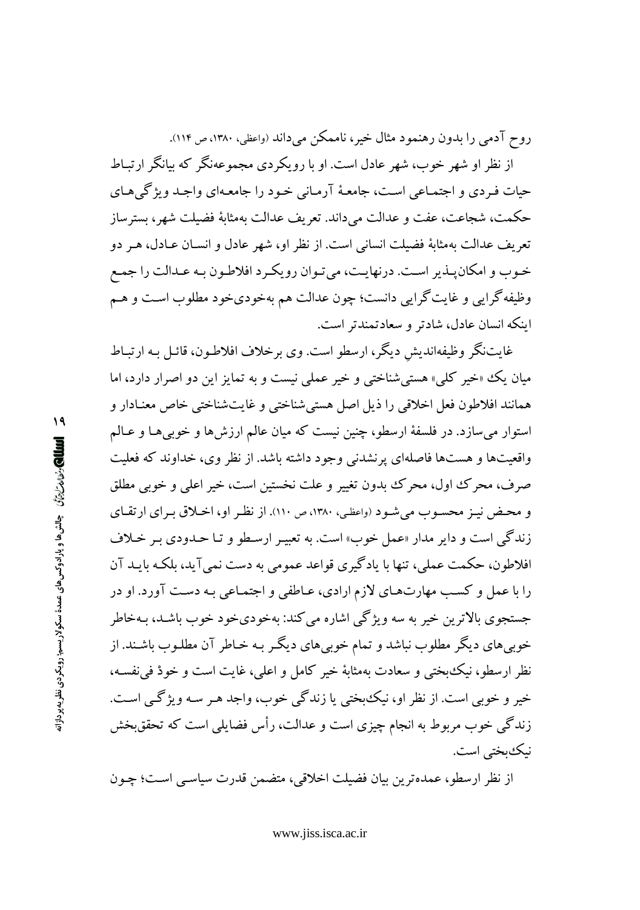روح آدمی را بدون رهنمود مثال خیر، ناممکن می‌داند (واعظی، ۱۳۸۰، ص ۱۱۴).

از نظر او شهر خوب، شهر عادل است. او با رویکردی مجموعه‌نگر که بیانگر ارتباط حیات فردی و اجتماعی است، جامعهٔ آرمانی خود را جامعه‌ای واجد ویژگی‌های حکمت، شجاعت، عفت و عدالت می‌داند. تعریف عدالت به‌مثابهٔ فضیلت شهر، بسترساز تعریف عدالت به‌مثابهٔ فضیلت انسانی است. از نظر او، شهر عادل و انسان عادل، هر دو خوب و امکان‌پذیر است. درنهایت، می‌توان رویکرد افلاطون به عدالت را جمع وظیفه‌گرایی و غایت‌گرایی دانست؛ چون عدالت هم به‌خودی‌خود مطلوب است و هم اینکه انسان عادل، شادتر و سعادتمندتر است.

غایت‌نگر وظیفه‌اندیشِ دیگر، ارسطو است. وی برخلاف افلاطون، قائل به ارتباط میان یک «خیر کلی» هستی‌شناختی و خیر عملی نیست و به تمایز این دو اصرار دارد، اما همانند افلاطون فعل اخلاقی را ذیل اصل هستی‌شناختی و غایت‌شناختی خاص معنادار و استوار می‌سازد. در فلسفهٔ ارسطو، چنین نیست که میان عالم ارزش‌ها و خوبی‌ها و عالم واقعیت‌ها و هست‌ها فاصله‌ای پرنشدنی وجود داشته باشد. از نظر وی، خداوند که فعلیت صرف، محرک اول، محرک بدون تغییر و علت نخستین است، خیر اعلی و خوبی مطلق و محض نیز محسوب می‌شود (واعظی، ۱۳۸۰، ص ۱۱۰). از نظر او، اخلاق برای ارتقای زندگی است و دایر مدار «عمل خوب» است. به تعبیر ارسطو و تا حدودی بر خلاف افلاطون، حکمت عملی، تنها با یادگیری قواعد عمومی به دست نمی‌آید، بلکه باید آن را با عمل و کسب مهارت‌های لازم ارادی، عاطفی و اجتماعی به دست آورد. او در جستجوی بالاترین خیر به سه ویژگی اشاره می‌کند: به‌خودی‌خود خوب باشد، به‌خاطر خوبی‌های دیگر مطلوب نباشد و تمام خوبی‌های دیگر به خاطر آن مطلوب باشند. از نظر ارسطو، نیک‌بختی و سعادت به‌مثابهٔ خیر کامل و اعلی، غایت است و خودْ فی‌نفسه، خیر و خوبی است. از نظر او، نیک‌بختی یا زندگی خوب، واجد هر سه ویژگی است. زندگی خوب مربوط به انجام چیزی است و عدالت، رأس فضایلی است که تحقق‌بخش نیک‌بختی است.

از نظر ارسطو، عمده‌ترین بیان فضیلت اخلاقی، متضمن قدرت سیاسی است؛ چون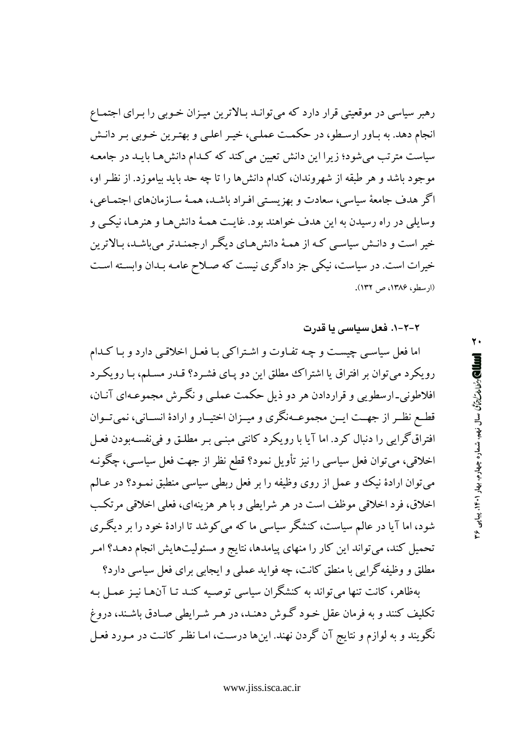رهبر سیاسی در موقعیتی قرار دارد که می‌تواند بالاترین میزان خوبی را برای اجتماع انجام دهد. به باور ارسطو، در حکمت عملی، خیر اعلی و بهترین خوبی بر دانش سیاست مترتب می‌شود؛ زیرا این دانش تعیین می‌کند که کدام دانش‌ها باید در جامعه موجود باشد و هر طبقه از شهروندان، کدام دانش‌ها را تا چه حد باید بیاموزد. از نظر او، اگر هدف جامعهٔ سیاسی، سعادت و بهزیستی افراد باشد، همهٔ سازمان‌های اجتماعی، وسایلی در راه رسیدن به این هدف خواهند بود. غایت همهٔ دانش‌ها و هنرها، نیکی و خیر است و دانش سیاسی که از همهٔ دانش‌های دیگر ارجمندتر می‌باشد، بالاترین خیرات است. در سیاست، نیکی جز دادگری نیست که صلاح عامه بدان وابسته است (ارسطو، ۱۳۸۶، ص ۱۳۲).

### ۲-۲-۱. فعل سیاسی یا قدرت

اما فعل سیاسی چیست و چه تفاوت و اشتراکی با فعل اخلاقی دارد و با کدام رویکرد می‌توان بر افتراق یا اشتراک مطلق این دو پای فشرد؟ قدر مسلم، با رویکرد افلاطونی-ارسطویی و قراردادن هر دو ذیل حکمت عملی و نگرش مجموعه‌ای آنان، قطع نظر از جهت این مجموعه‌نگری و میزان اختیار و ارادهٔ انسانی، نمی‌توان افتراق‌گرایی را دنبال کرد. اما آیا با رویکرد کانتی مبنی بر مطلق و فی‌نفسه‌بودن فعل اخلاقی، می‌توان فعل سیاسی را نیز تأویل نمود؟ قطع نظر از جهت فعل سیاسی، چگونه می‌توان ارادهٔ نیک و عمل از روی وظیفه را بر فعل ربطی سیاسی منطبق نمود؟ در عالم اخلاق، فرد اخلاقی موظف است در هر شرایطی و با هر هزینه‌ای، فعلی اخلاقی مرتکب شود، اما آیا در عالم سیاست، کنشگر سیاسی ما که می‌کوشد تا ارادهٔ خود را بر دیگری تحمیل کند، می‌تواند این کار را منهای پیامدها، نتایج و مسئولیت‌هایش انجام دهد؟ امر مطلق و وظیفه‌گرایی با منطق کانت، چه فواید عملی و ایجابی برای فعل سیاسی دارد؟

به‌ظاهر، کانت تنها می‌تواند به کنشگران سیاسی توصیه کند تا آن‌ها نیز عمل به تکلیف کنند و به فرمان عقل خود گوش دهند، در هر شرایطی صادق باشند، دروغ نگویند و به لوازم و نتایج آن گردن نهند. این‌ها درست، اما نظر کانت در مورد فعل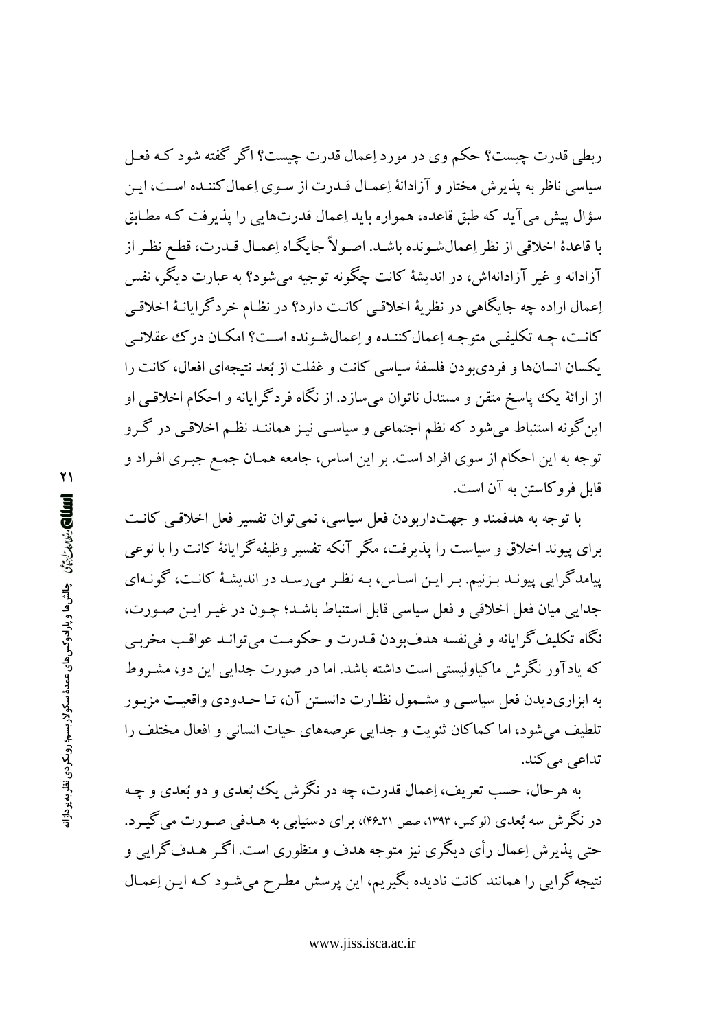ربطی قدرت چیست؟ حکم وی در مورد اِعمال قدرت چیست؟ اگر گفته شود کـه فعـل سیاسی ناظر به پذیرش مختار و آزادانهٔ اِعمـال قـدرت از سـوی اِعمال‌کننـده اسـت، ایـن سؤال پیش می‌آید که طبق قاعده، همواره باید اِعمال قدرت‌هایی را پذیرفت کـه مطـابق با قاعدهٔ اخلاقی از نظر اِعمال‌شـونده باشـد. اصـولاً جایگـاه اِعمـال قـدرت، قطـع نظـر از آزادانه و غیر آزادانه‌اش، در اندیشهٔ کانت چگونه توجیه می‌شود؟ به عبارت دیگر، نفس اِعمال اراده چه جایگاهی در نظریهٔ اخلاقی کانت دارد؟ در نظـام خردگرایانـهٔ اخلاقـی کانـت، چـه تکلیفـی متوجـه اِعمال‌کننـده و اِعمال‌شـونده اسـت؟ امکـان درک عقلانـی یکسان انسان‌ها و فردی‌بودن فلسفهٔ سیاسی کانت و غفلت از بُعد نتیجه‌ای افعال، کانت را از ارائهٔ یک پاسخ متقن و مستدل ناتوان می‌سازد. از نگاه فردگرایانه و احکام اخلاقـی او این‌گونه استنباط می‌شود که نظم اجتماعی و سیاسـی نیـز هماننـد نظـم اخلاقـی در گـرو توجه به این احکام از سوی افراد است. بر این اساس، جامعه همـان جمـع جبـری افـراد و قابل فروکاستن به آن است.

با توجه به هدفمند و جهت‌داربودن فعل سیاسی، نمی‌توان تفسیر فعل اخلاقـی کانـت برای پیوند اخلاق و سیاست را پذیرفت، مگر آنکه تفسیر وظیفه‌گرایانهٔ کانت را با نوعی پیامدگرایی پیونـد بـزنیم. بـر ایـن اسـاس، بـه نظـر می‌رسـد در اندیشـهٔ کانـت، گونـه‌ای جدایی میان فعل اخلاقی و فعل سیاسی قابل استنباط باشـد؛ چـون در غیـر ایـن صـورت، نگاه تکلیف‌گرایانه و فی‌نفسه هدف‌بودن قـدرت و حکومـت می‌توانـد عواقـب مخربـی که یادآور نگرش ماکیاولیستی است داشته باشد. اما در صورت جدایی این دو، مشـروط به ابزاری‌دیدن فعل سیاسـی و مشـمول نظـارت دانسـتن آن، تـا حـدودی واقعیـت مزبـور تلطیف می‌شود، اما کماکان ثنویت و جدایی عرصه‌های حیات انسانی و افعال مختلف را تداعی می‌کند.

به هرحال، حسب تعریف، اِعمال قدرت، چه در نگرش یک بُعدی و دو بُعدی و چـه در نگرش سه بُعدی (لوکس، ۱۳۹۳، صص ۲۱-۴۶)، برای دستیابی به هـدفی صـورت می‌گیـرد. حتی پذیرش اِعمال رأی دیگری نیز متوجه هدف و منظوری است. اگـر هـدف‌گرایی و نتیجه‌گرایی را همانند کانت نادیده بگیریم، این پرسش مطـرح می‌شـود کـه ایـن اِعمـال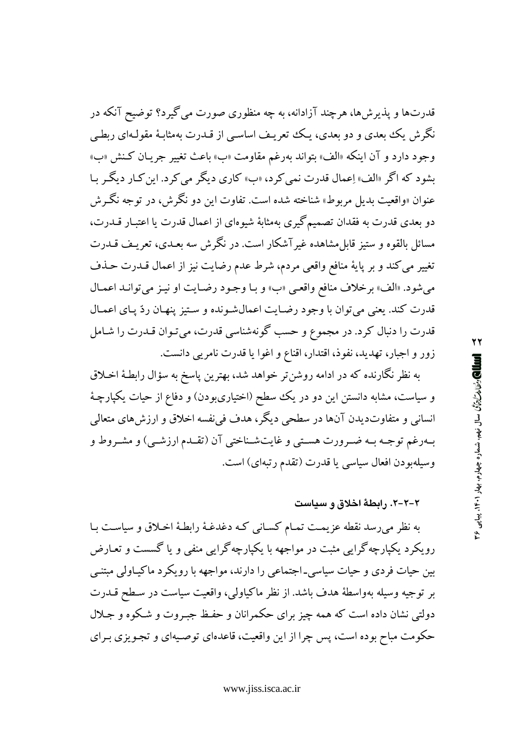قدرت‌ها و پذیرش‌ها، هرچند آزادانه، به چه منظوری صورت می‌گیرد؟ توضیح آنکه در نگرش یک بعدی و دو بعدی، یک تعریف اساسی از قدرت به‌مثابهٔ مقوله‌ای ربطی وجود دارد و آن اینکه «الف» بتواند به‌رغم مقاومت «ب» باعث تغییر جریان کنش «ب» بشود که اگر «الف» اِعمال قدرت نمی‌کرد، «ب» کاری دیگر می‌کرد. این‌کار دیگر با عنوان «واقعیت بدیل مربوط» شناخته شده است. تفاوت این دو نگرش، در توجه نگرش دو بعدی قدرت به فقدان تصمیم‌گیری به‌مثابهٔ شیوه‌ای از اعمال قدرت یا اعتبار قدرت، مسائل بالقوه و ستیز قابل‌مشاهده غیرآشکار است. در نگرش سه بعدی، تعریف قدرت تغییر می‌کند و بر پایهٔ منافع واقعی مردم، شرط عدم رضایت نیز از اعمال قدرت حذف می‌شود. «الف» برخلاف منافع واقعی «ب» و با وجود رضایت او نیز می‌تواند اعمال قدرت کند. یعنی می‌توان با وجود رضایت اعمال‌شونده و ستیز پنهان ردّ پای اعمال قدرت را دنبال کرد. در مجموع و حسب گونه‌شناسی قدرت، می‌توان قدرت را شامل زور و اجبار، تهدید، نفوذ، اقتدار، اقناع و اغوا یا قدرت نامریی دانست.

به نظر نگارنده که در ادامه روشن‌تر خواهد شد، بهترین پاسخ به سؤال رابطهٔ اخلاق و سیاست، مشابه دانستن این دو در یک سطح (اختیاری‌بودن) و دفاع از حیات یکپارچهٔ انسانی و متفاوت‌دیدن آن‌ها در سطحی دیگر، هدف فی‌نفسه اخلاق و ارزش‌های متعالی به‌رغم توجه به ضرورت هستی و غایت‌شناختی آن (تقدم ارزشی) و مشروط و وسیله‌بودن افعال سیاسی یا قدرت (تقدم رتبه‌ای) است.

### ۲-۲-۲. رابطهٔ اخلاق و سیاست

به نظر می‌رسد نقطه عزیمت تمام کسانی که دغدغهٔ رابطهٔ اخلاق و سیاست با رویکرد یکپارچه‌گرایی مثبت در مواجهه با یکپارچه‌گرایی منفی و یا گسست و تعارض بین حیات فردی و حیات سیاسی-اجتماعی را دارند، مواجهه با رویکرد ماکیاولی مبتنی بر توجیه وسیله به‌واسطهٔ هدف باشد. از نظر ماکیاولی، واقعیت سیاست در سطح قدرت دولتی نشان داده است که همه چیز برای حکمرانان و حفظ جبروت و شکوه و جلال حکومت مباح بوده است، پس چرا از این واقعیت، قاعده‌ای توصیه‌ای و تجویزی برای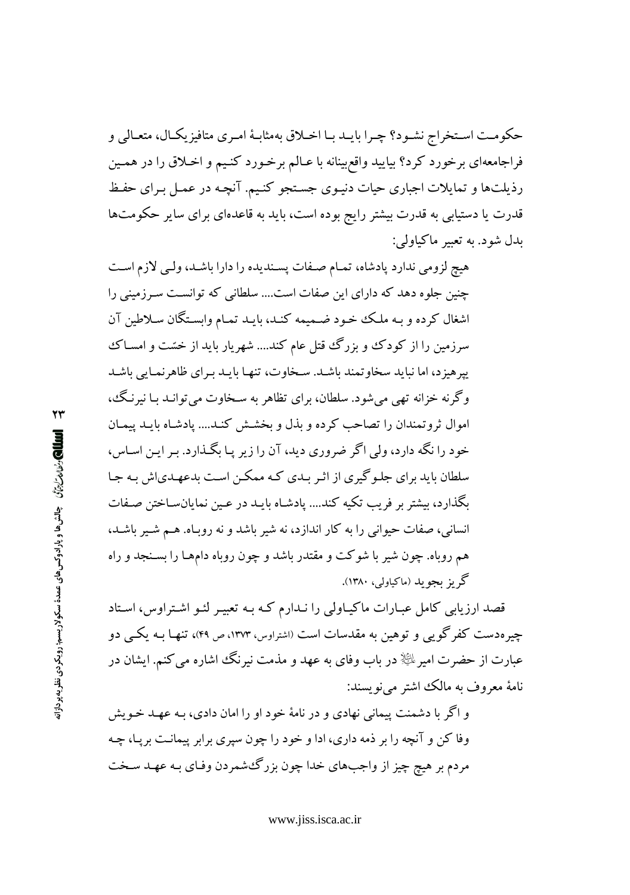حکومت استخراج نشود؟ چرا باید با اخلاق به‌مثابهٔ امری متافیزیکال، متعالی و فراجامعه‌ای برخورد کرد؟ بیایید واقع‌بینانه با عالم برخورد کنیم و اخلاق را در همین رذیلت‌ها و تمایلات اجباری حیات دنیوی جستجو کنیم. آنچه در عمل برای حفظ قدرت یا دستیابی به قدرت بیشتر رایج بوده است، باید به قاعده‌ای برای سایر حکومت‌ها بدل شود. به تعبیر ماکیاولی:

> هیچ لزومی ندارد پادشاه، تمام صفات پسندیده را دارا باشد، ولی لازم است چنین جلوه دهد که دارای این صفات است.... سلطانی که توانست سرزمینی را اشغال کرده و به ملک خود ضمیمه کند، باید تمام وابستگان سلاطین آن سرزمین را از کودک و بزرگ قتل عام کند.... شهریار باید از خسّت و امساک بپرهیزد، اما نباید سخاوتمند باشد. سخاوت، تنها باید برای ظاهرنمایی باشد وگرنه خزانه تهی می‌شود. سلطان، برای تظاهر به سخاوت می‌تواند با نیرنگ، اموال ثروتمندان را تصاحب کرده و بذل و بخشش کند.... پادشاه باید پیمان خود را نگه دارد، ولی اگر ضروری دید، آن را زیر پا بگذارد. بر این اساس، سلطان باید برای جلوگیری از اثر بدی که ممکن است بدعهدی‌اش به جا بگذارد، بیشتر بر فریب تکیه کند.... پادشاه باید در عین نمایان‌ساختن صفات انسانی، صفات حیوانی را به کار اندازد، نه شیر باشد و نه روباه. هم شیر باشد، هم روباه. چون شیر با شوکت و مقتدر باشد و چون روباه دام‌ها را بسنجد و راه گریز بجوید (ماکیاولی، ۱۳۸۰).

قصد ارزیابی کامل عبارات ماکیاولی را ندارم که به تعبیر لئو اشتراوس، استاد چیره‌دست کفرگویی و توهین به مقدسات است (اشتراوس، ۱۳۷۳، ص ۴۹)، تنها به یکی دو عبارت از حضرت امیر ﷺ در باب وفای به عهد و مذمت نیرنگ اشاره می‌کنم. ایشان در نامهٔ معروف به مالک اشتر می‌نویسند:

> و اگر با دشمنت پیمانی نهادی و در نامهٔ خود او را امان دادی، به عهد خویش وفا کن و آنچه را بر ذمه داری، ادا و خود را چون سپری برابر پیمانت برپا، چه مردم بر هیچ چیز از واجب‌های خدا چون بزرگ‌شمردن وفای به عهد سخت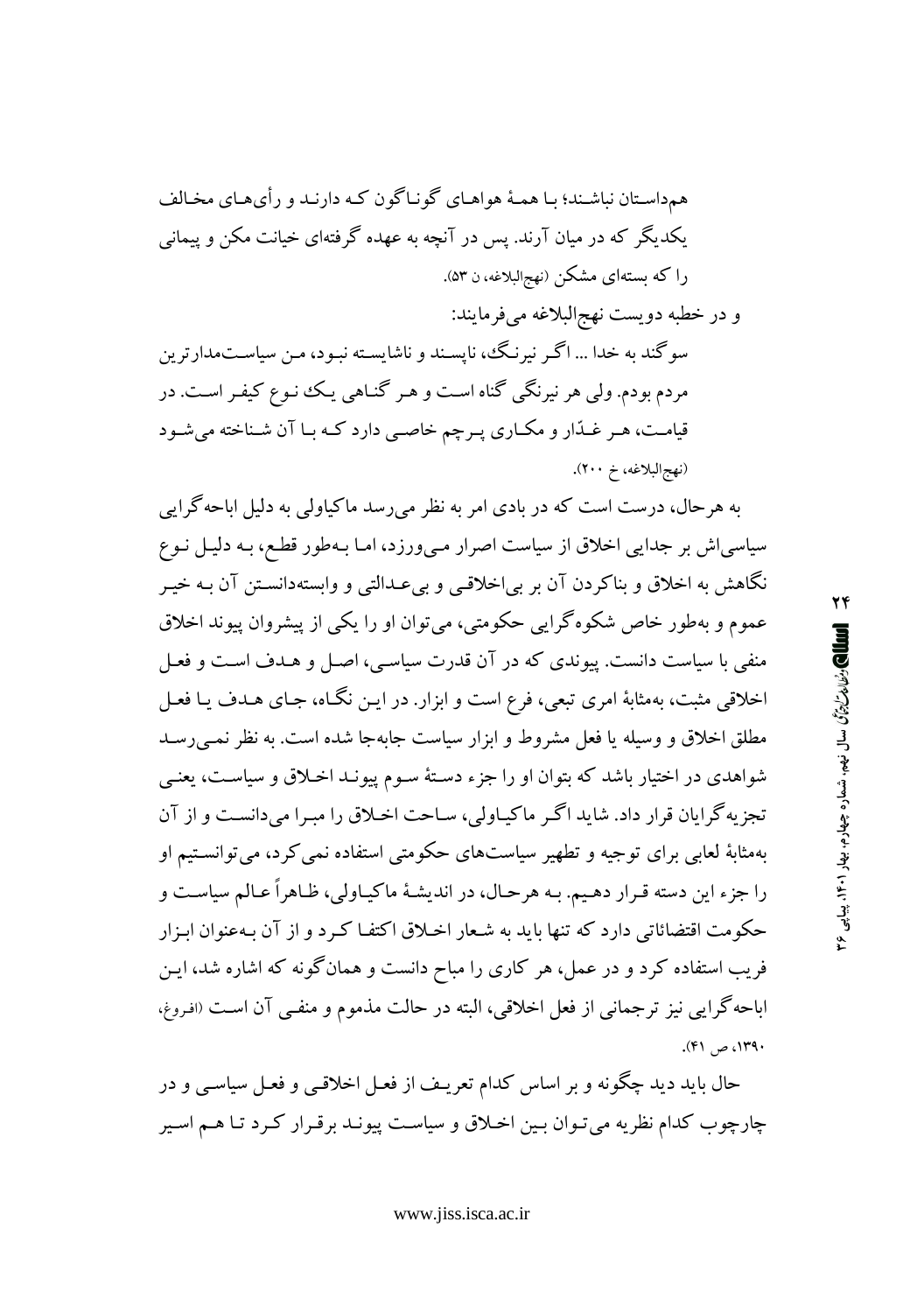همداستان نباشند؛ با همهٔ هواهای گوناگون که دارند و رأی‌های مخالف یکدیگر که در میان آرند. پس در آنچه به عهده گرفته‌ای خیانت مکن و پیمانی را که بسته‌ای مشکن (نهج‌البلاغه، ن ۵۳).

و در خطبه دویست نهج‌البلاغه می‌فرمایند:

سوگند به خدا ... اگر نیرنگ، ناپسند و ناشایسته نبود، من سیاست‌مدارترین مردم بودم. ولی هر نیرنگی گناه است و هر گناهی یک نوع کیفر است. در قیامت، هر غدّار و مکاری پرچم خاصی دارد که با آن شناخته می‌شود (نهج‌البلاغه، خ ۲۰۰).

به هرحال، درست است که در بادی امر به نظر می‌رسد ماکیاولی به دلیل اباحه‌گرایی سیاسی‌اش بر جدایی اخلاق از سیاست اصرار می‌ورزد، اما به‌طور قطع، به دلیل نوع نگاهش به اخلاق و بناکردن آن بر بی‌اخلاقی و بی‌عدالتی و وابسته‌دانستن آن به خیر عموم و به‌طور خاص شکوه‌گرایی حکومتی، می‌توان او را یکی از پیشروان پیوند اخلاق منفی با سیاست دانست. پیوندی که در آن قدرت سیاسی، اصل و هدف است و فعل اخلاقی مثبت، به‌مثابهٔ امری تبعی، فرع است و ابزار. در این نگاه، جای هدف یا فعل مطلق اخلاق و وسیله یا فعل مشروط و ابزار سیاست جابه‌جا شده است. به نظر نمی‌رسد شواهدی در اختیار باشد که بتوان او را جزء دستهٔ سوم پیوند اخلاق و سیاست، یعنی تجزیه‌گرایان قرار داد. شاید اگر ماکیاولی، ساحت اخلاق را مبرا می‌دانست و از آن به‌مثابهٔ لعابی برای توجیه و تطهیر سیاست‌های حکومتی استفاده نمی‌کرد، می‌توانستیم او را جزء این دسته قرار دهیم. به هرحال، در اندیشهٔ ماکیاولی، ظاهراً عالم سیاست و حکومت اقتضائاتی دارد که تنها باید به شعار اخلاق اکتفا کرد و از آن به‌عنوان ابزار فریب استفاده کرد و در عمل، هر کاری را مباح دانست و همان‌گونه که اشاره شد، این اباحه‌گرایی نیز ترجمانی از فعل اخلاقی، البته در حالت مذموم و منفی آن است (افروغ، ۱۳۹۰، ص ۴۱).

حال باید دید چگونه و بر اساس کدام تعریف از فعل اخلاقی و فعل سیاسی و در چارچوب کدام نظریه می‌توان بین اخلاق و سیاست پیوند برقرار کرد تا هم اسیر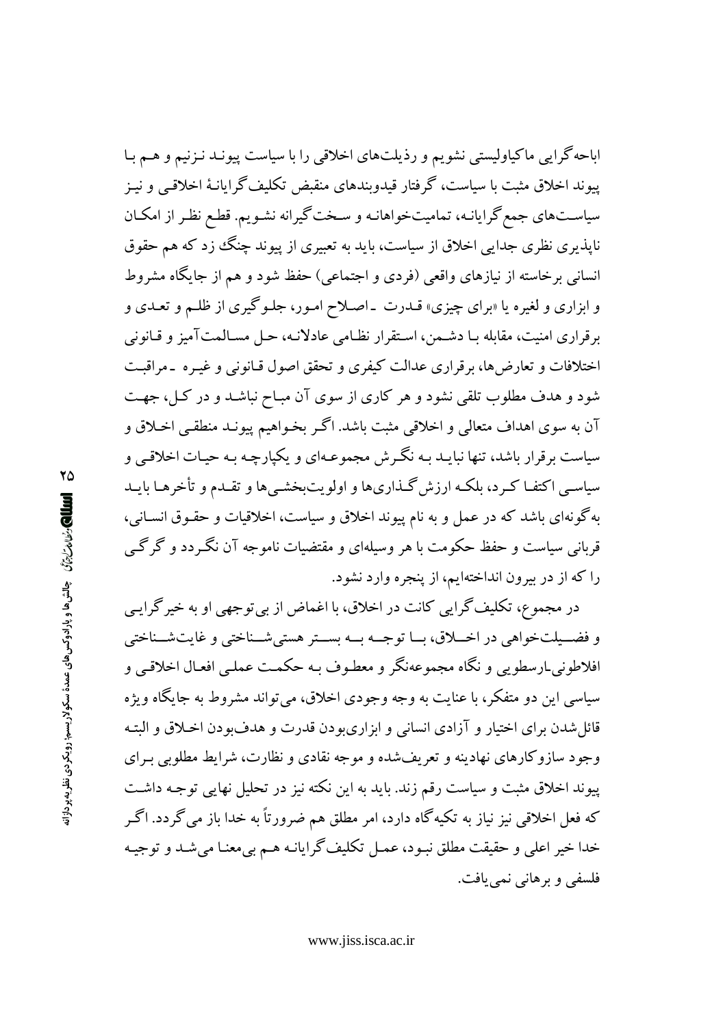اباحه‌گرایی ماکیاولیستی نشویم و رذیلت‌های اخلاقی را با سیاست پیوند نزنیم و هم با پیوند اخلاق مثبت با سیاست، گرفتار قیدوبندهای منقبض تکلیف‌گرایانهٔ اخلاقی و نیز سیاست‌های جمع‌گرایانه، تمامیت‌خواهانه و سخت‌گیرانه نشویم. قطع نظر از امکان ناپذیری نظری جدایی اخلاق از سیاست، باید به تعبیری از پیوند چنگ زد که هم حقوق انسانی برخاسته از نیازهای واقعی (فردی و اجتماعی) حفظ شود و هم از جایگاه مشروط و ابزاری و لغیره یا «برای چیزی» قدرت ـ اصلاح امور، جلوگیری از ظلم و تعدی و برقراری امنیت، مقابله با دشمن، استقرار نظامی عادلانه، حل مسالمت‌آمیز و قانونی اختلافات و تعارض‌ها، برقراری عدالت کیفری و تحقق اصول قانونی و غیره ـ مراقبت شود و هدف مطلوب تلقی نشود و هر کاری از سوی آن مباح نباشد و در کل، جهت آن به سوی اهداف متعالی و اخلاقی مثبت باشد. اگر بخواهیم پیوند منطقی اخلاق و سیاست برقرار باشد، تنها نباید به نگرش مجموعه‌ای و یکپارچه به حیات اخلاقی و سیاسی اکتفا کرد، بلکه ارزش‌گذاری‌ها و اولویت‌بخشی‌ها و تقدم و تأخرها باید به‌گونه‌ای باشد که در عمل و به نام پیوند اخلاق و سیاست، اخلاقیات و حقوق انسانی، قربانی سیاست و حفظ حکومت با هر وسیله‌ای و مقتضیات ناموجه آن نگردد و گرگی را که از در بیرون انداخته‌ایم، از پنجره وارد نشود.

در مجموع، تکلیف‌گرایی کانت در اخلاق، با اغماض از بی‌توجهی او به خیرگرایی و فضیلت‌خواهی در اخلاق، با توجه به بستر هستی‌شناختی و غایت‌شناختی افلاطونی‌ـارسطویی و نگاه مجموعه‌نگر و معطوف به حکمت عملی افعال اخلاقی و سیاسی این دو متفکر، با عنایت به وجه وجودی اخلاق، می‌تواند مشروط به جایگاه ویژه قائل‌شدن برای اختیار و آزادی انسانی و ابزاری‌بودن قدرت و هدف‌بودن اخلاق و البته وجود سازوکارهای نهادینه و تعریف‌شده و موجه نقادی و نظارت، شرایط مطلوبی برای پیوند اخلاق مثبت و سیاست رقم زند. باید به این نکته نیز در تحلیل نهایی توجه داشت که فعل اخلاقی نیز نیاز به تکیه‌گاه دارد، امر مطلق هم ضرورتاً به خدا باز می‌گردد. اگر خدا خیر اعلی و حقیقت مطلق نبود، عمل تکلیف‌گرایانه هم بی‌معنا می‌شد و توجیه فلسفی و برهانی نمی‌یافت.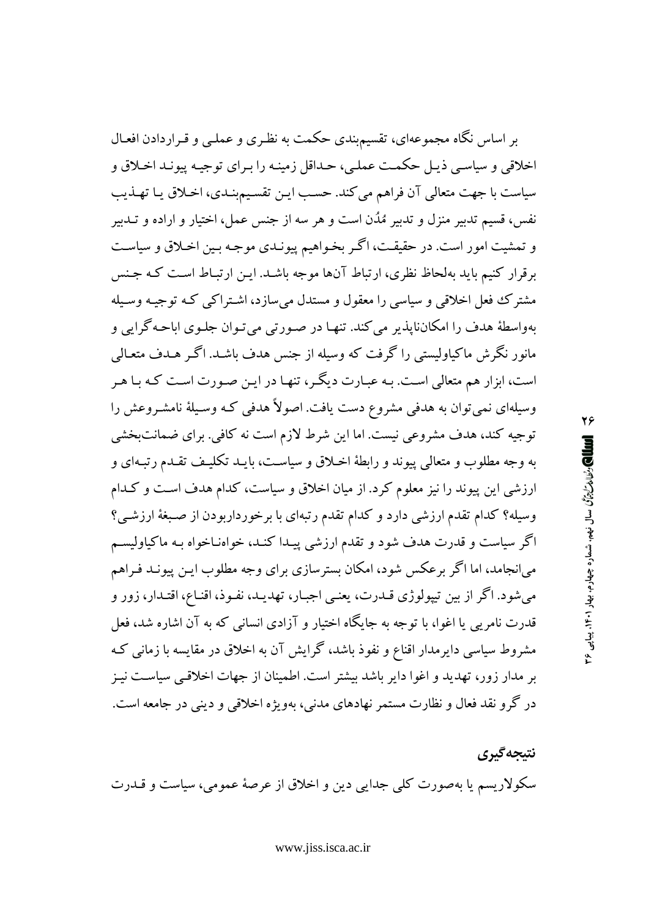بر اساس نگاه مجموعه‌ای، تقسیم‌بندی حکمت به نظری و عملی و قراردادن افعال اخلاقی و سیاسی ذیل حکمت عملی، حداقل زمینه را برای توجیه پیوند اخلاق و سیاست با جهت متعالی آن فراهم می‌کند. حسب این تقسیم‌بندی، اخلاق یا تهذیب نفس، قسیم تدبیر منزل و تدبیر مُدُن است و هر سه از جنس عمل، اختیار و اراده و تدبیر و تمشیت امور است. در حقیقت، اگر بخواهیم پیوندی موجه بین اخلاق و سیاست برقرار کنیم باید به‌لحاظ نظری، ارتباط آن‌ها موجه باشد. این ارتباط است که جنس مشترک فعل اخلاقی و سیاسی را معقول و مستدل می‌سازد، اشتراکی که توجیه وسیله به‌واسطهٔ هدف را امکان‌ناپذیر می‌کند. تنها در صورتی می‌توان جلوی اباحه‌گرایی و مانور نگرش ماکیاولیستی را گرفت که وسیله از جنس هدف باشد. اگر هدف متعالی است، ابزار هم متعالی است. به عبارت دیگر، تنها در این صورت است که با هر وسیله‌ای نمی‌توان به هدفی مشروع دست یافت. اصولاً هدفی که وسیلهٔ نامشروعش را توجیه کند، هدف مشروعی نیست. اما این شرط لازم است نه کافی. برای ضمانت‌بخشی به وجه مطلوب و متعالی پیوند و رابطهٔ اخلاق و سیاست، باید تکلیف تقدم رتبه‌ای و ارزشی این پیوند را نیز معلوم کرد. از میان اخلاق و سیاست، کدام هدف است و کدام وسیله؟ کدام تقدم ارزشی دارد و کدام تقدم رتبه‌ای با برخورداربودن از صبغهٔ ارزشی؟ اگر سیاست و قدرت هدف شود و تقدم ارزشی پیدا کند، خواه‌ناخواه به ماکیاولیسم می‌انجامد، اما اگر برعکس شود، امکان بسترسازی برای وجه مطلوب این پیوند فراهم می‌شود. اگر از بین تیپولوژی قدرت، یعنی اجبار، تهدید، نفوذ، اقناع، اقتدار، زور و قدرت نامریی یا اغوا، با توجه به جایگاه اختیار و آزادی انسانی که به آن اشاره شد، فعل مشروط سیاسی دایرمدار اقناع و نفوذ باشد، گرایش آن به اخلاق در مقایسه با زمانی که بر مدار زور، تهدید و اغوا دایر باشد بیشتر است. اطمینان از جهات اخلاقی سیاست نیز در گرو نقد فعال و نظارت مستمر نهادهای مدنی، به‌ویژه اخلاقی و دینی در جامعه است.

## نتیجه‌گیری

سکولاریسم یا به‌صورت کلی جدایی دین و اخلاق از عرصهٔ عمومی، سیاست و قدرت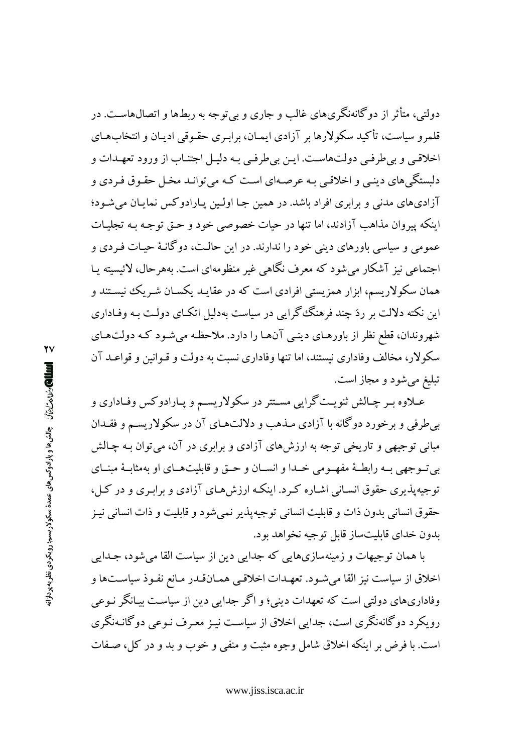دولتی، متأثر از دوگانه‌نگری‌های غالب و جاری و بی‌توجه به ربط‌ها و اتصال‌هاست. در قلمرو سیاست، تأکید سکولارها بر آزادی ایمان، برابری حقوقی ادیان و انتخاب‌های اخلاقی و بی‌طرفی دولت‌هاست. این بی‌طرفی به دلیل اجتناب از ورود تعهدات و دلبستگی‌های دینی و اخلاقی به عرصه‌ای است که می‌تواند مخل حقوق فردی و آزادی‌های مدنی و برابری افراد باشد. در همین جا اولین پارادوکس نمایان می‌شود؛ اینکه پیروان مذاهب آزادند، اما تنها در حیات خصوصی خود و حق توجه به تجلیات عمومی و سیاسی باورهای دینی خود را ندارند. در این حالت، دوگانهٔ حیات فردی و اجتماعی نیز آشکار می‌شود که معرف نگاهی غیر منظومه‌ای است. به‌هرحال، لائیسیته یا همان سکولاریسم، ابزار همزیستی افرادی است که در عقاید یکسان شریک نیستند و این نکته دلالت بر ردّ چند فرهنگ‌گرایی در سیاست به‌دلیل اتکای دولت به وفاداری شهروندان، قطع نظر از باورهای دینی آن‌ها را دارد. ملاحظه می‌شود که دولت‌های سکولار، مخالف وفاداری نیستند، اما تنها وفاداری نسبت به دولت و قوانین و قواعد آن تبلیغ می‌شود و مجاز است.

علاوه بر چالش ثنویت‌گرایی مستتر در سکولاریسم و پارادوکس وفاداری و بی‌طرفی و برخورد دوگانه با آزادی مذهب و دلالت‌های آن در سکولاریسم و فقدان مبانی توجیهی و تاریخی توجه به ارزش‌های آزادی و برابری در آن، می‌توان به چالش بی‌توجهی به رابطهٔ مفهومی خدا و انسان و حق و قابلیت‌های او به‌مثابهٔ مبنای توجیه‌پذیری حقوق انسانی اشاره کرد. اینکه ارزش‌های آزادی و برابری و در کل، حقوق انسانی بدون ذات و قابلیت انسانی توجیه‌پذیر نمی‌شود و قابلیت و ذات انسانی نیز بدون خدای قابلیت‌ساز قابل توجیه نخواهد بود.

با همان توجیهات و زمینه‌سازی‌هایی که جدایی دین از سیاست القا می‌شود، جدایی اخلاق از سیاست نیز القا می‌شود. تعهدات اخلاقی همان‌قدر مانع نفوذ سیاست‌ها و وفاداری‌های دولتی است که تعهدات دینی؛ و اگر جدایی دین از سیاست بیانگر نوعی رویکرد دوگانه‌نگری است، جدایی اخلاق از سیاست نیز معرف نوعی دوگانه‌نگری است. با فرض بر اینکه اخلاق شامل وجوه مثبت و منفی و خوب و بد و در کل، صفات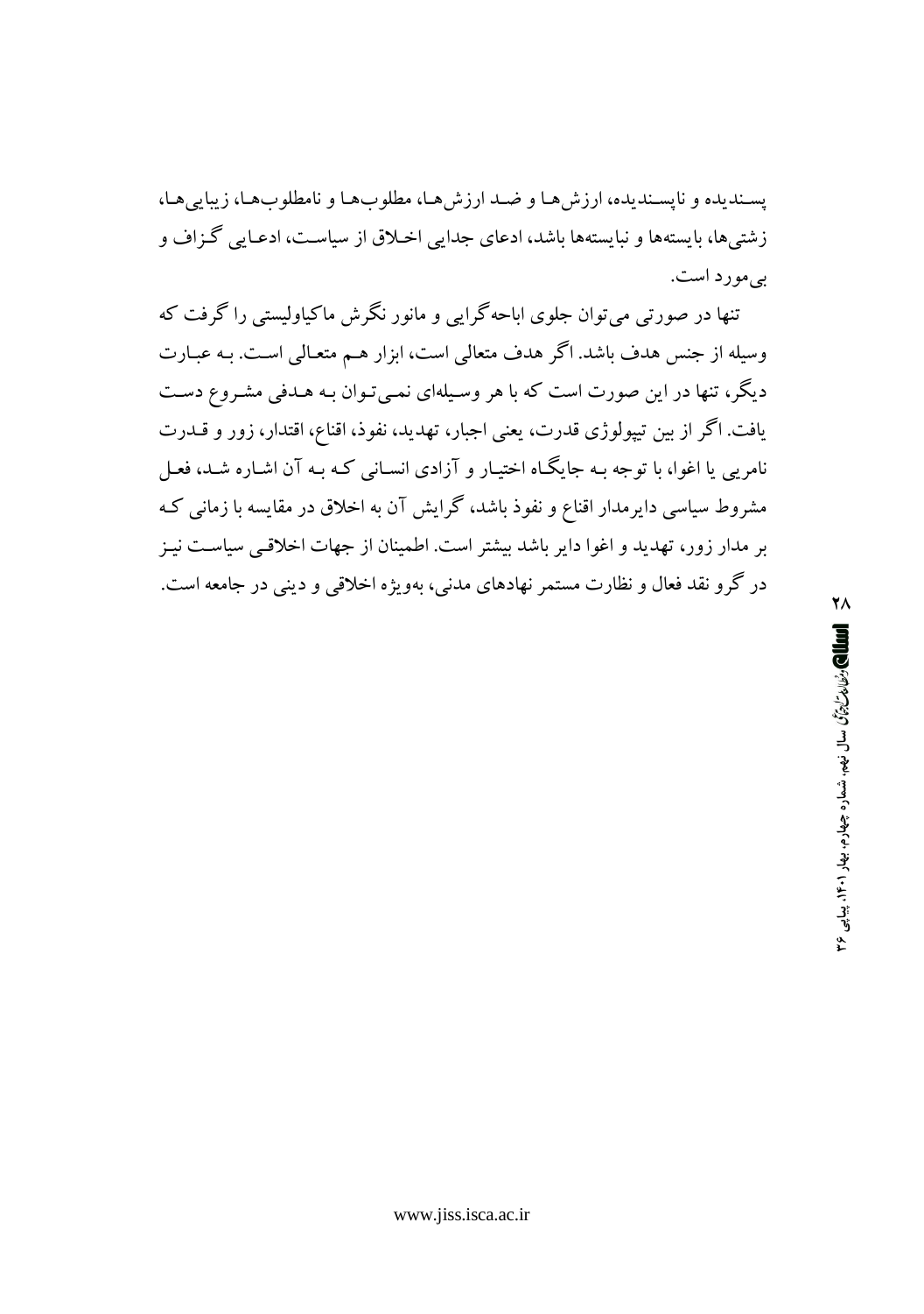پسندیده و ناپسندیده، ارزش‌ها و ضد ارزش‌ها، مطلوب‌ها و نامطلوب‌ها، زیبایی‌ها، زشتی‌ها، بایسته‌ها و نبایسته‌ها باشد، ادعای جدایی اخلاق از سیاست، ادعایی گزاف و بی‌مورد است.

تنها در صورتی می‌توان جلوی اباحه‌گرایی و مانور نگرش ماکیاولیستی را گرفت که وسیله از جنس هدف باشد. اگر هدف متعالی است، ابزار هم متعالی است. به عبارت دیگر، تنها در این صورت است که با هر وسیله‌ای نمی‌توان به هدفی مشروع دست یافت. اگر از بین تیپولوژی قدرت، یعنی اجبار، تهدید، نفوذ، اقناع، اقتدار، زور و قدرت نامریی یا اغوا، با توجه به جایگاه اختیار و آزادی انسانی که به آن اشاره شد، فعل مشروط سیاسی دایرمدار اقناع و نفوذ باشد، گرایش آن به اخلاق در مقایسه با زمانی که بر مدار زور، تهدید و اغوا دایر باشد بیشتر است. اطمینان از جهات اخلاقی سیاست نیز در گرو نقد فعال و نظارت مستمر نهادهای مدنی، به‌ویژه اخلاقی و دینی در جامعه است.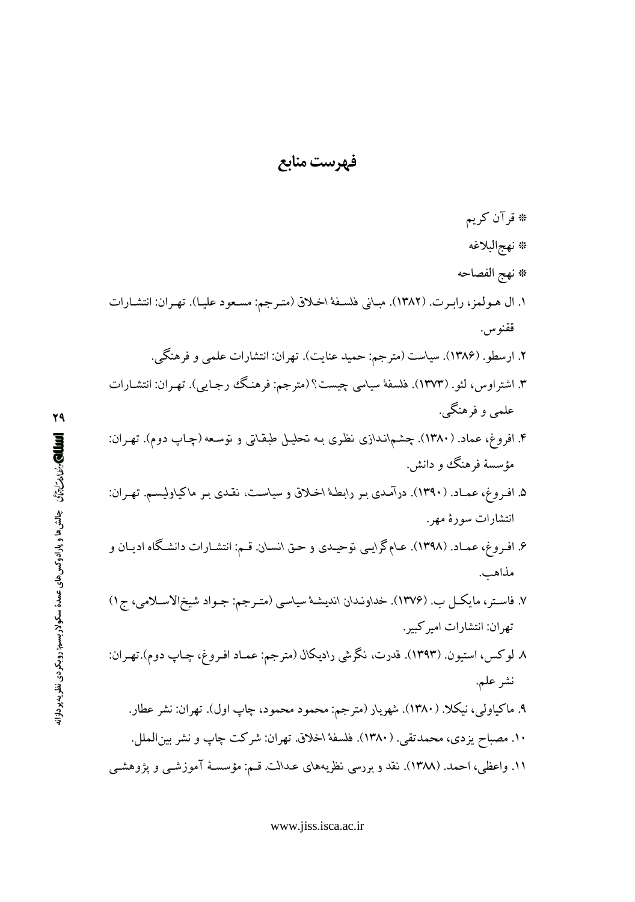## فهرست منابع

* قرآن کریم
* نهج‌البلاغه
* نهج الفصاحه

۱. ال هولمز، رابرت. (۱۳۸۲). مبانی فلسفهٔ اخلاق (مترجم: مسعود علیا). تهران: انتشارات ققنوس.

۲. ارسطو. (۱۳۸۶). سیاست (مترجم: حمید عنایت). تهران: انتشارات علمی و فرهنگی.

۳. اشتراوس، لئو. (۱۳۷۳). فلسفهٔ سیاسی چیست؟ (مترجم: فرهنگ رجایی). تهران: انتشارات علمی و فرهنگی.

۴. افروغ، عماد. (۱۳۸۰). چشم‌اندازی نظری به تحلیل طبقاتی و توسعه (چاپ دوم). تهران: مؤسسهٔ فرهنگ و دانش.

۵. افروغ، عماد. (۱۳۹۰). درآمدی بر رابطهٔ اخلاق و سیاست، نقدی بر ماکیاولیسم. تهران: انتشارات سورهٔ مهر.

۶. افروغ، عماد. (۱۳۹۸). عام‌گرایی توحیدی و حق انسان. قم: انتشارات دانشگاه ادیان و مذاهب.

۷. فاستر، مایکل ب. (۱۳۷۶). خداوندان اندیشهٔ سیاسی (مترجم: جواد شیخ‌الاسلامی، ج۱) تهران: انتشارات امیرکبیر.

۸ لوکس، استیون. (۱۳۹۳). قدرت، نگرشی رادیکال (مترجم: عماد افروغ، چاپ دوم).تهران: نشر علم.

۹. ماکیاولی، نیکلا. (۱۳۸۰). شهریار (مترجم: محمود محمود، چاپ اول). تهران: نشر عطار.

۱۰. مصباح یزدی، محمدتقی. (۱۳۸۰). فلسفهٔ اخلاق. تهران: شرکت چاپ و نشر بین‌الملل.

۱۱. واعظی، احمد. (۱۳۸۸). نقد و بررسی نظریه‌های عدالت. قم: مؤسسهٔ آموزشی و پژوهشی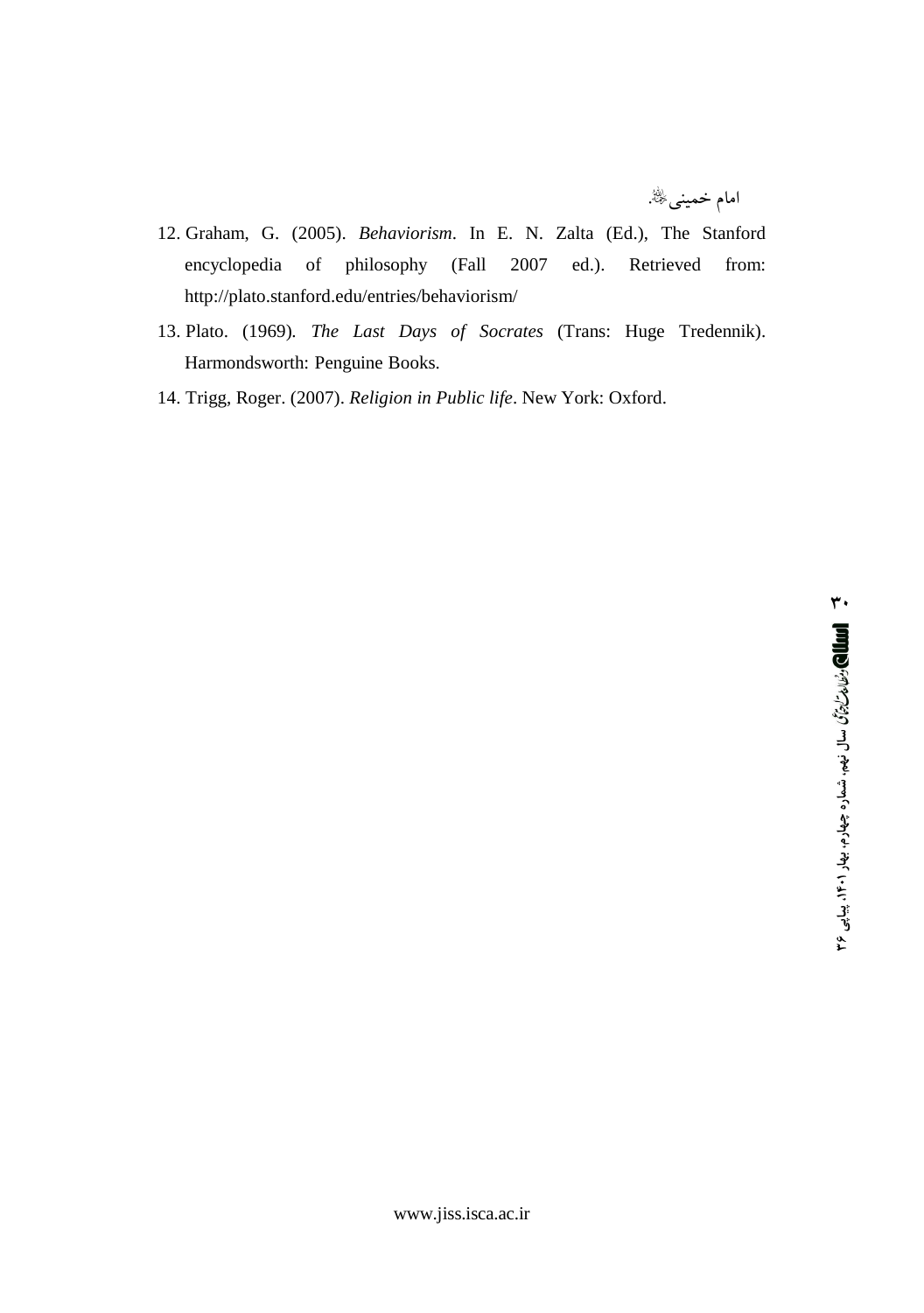امام خمینی ﷺ.

12. Graham, G. (2005). *Behaviorism*. In E. N. Zalta (Ed.), The Stanford encyclopedia of philosophy (Fall 2007 ed.). Retrieved from: http://plato.stanford.edu/entries/behaviorism/
13. Plato. (1969). *The Last Days of Socrates* (Trans: Huge Tredennik). Harmondsworth: Penguine Books.
14. Trigg, Roger. (2007). *Religion in Public life*. New York: Oxford.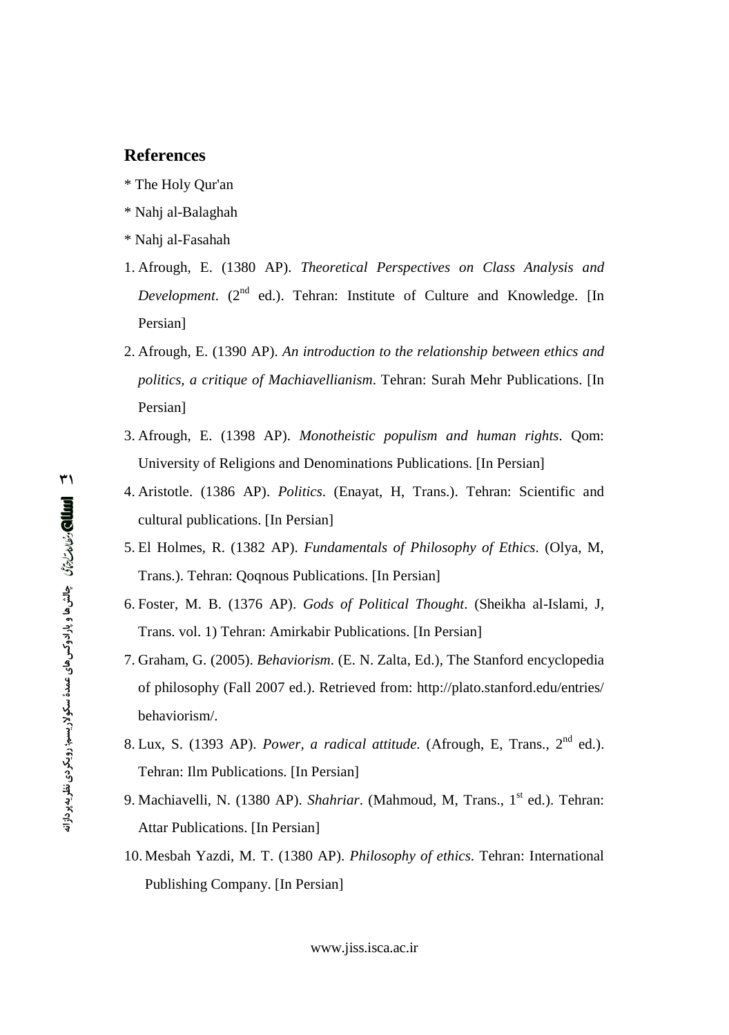## References

* The Holy Qur'an
* Nahj al-Balaghah
* Nahj al-Fasahah

1. Afrough, E. (1380 AP). *Theoretical Perspectives on Class Analysis and Development*. (2nd ed.). Tehran: Institute of Culture and Knowledge. [In Persian]
2. Afrough, E. (1390 AP). *An introduction to the relationship between ethics and politics, a critique of Machiavellianism*. Tehran: Surah Mehr Publications. [In Persian]
3. Afrough, E. (1398 AP). *Monotheistic populism and human rights*. Qom: University of Religions and Denominations Publications. [In Persian]
4. Aristotle. (1386 AP). *Politics*. (Enayat, H, Trans.). Tehran: Scientific and cultural publications. [In Persian]
5. El Holmes, R. (1382 AP). *Fundamentals of Philosophy of Ethics*. (Olya, M, Trans.). Tehran: Qoqnous Publications. [In Persian]
6. Foster, M. B. (1376 AP). *Gods of Political Thought*. (Sheikha al-Islami, J, Trans. vol. 1) Tehran: Amirkabir Publications. [In Persian]
7. Graham, G. (2005). *Behaviorism*. (E. N. Zalta, Ed.), The Stanford encyclopedia of philosophy (Fall 2007 ed.). Retrieved from: http://plato.stanford.edu/entries/behaviorism/.
8. Lux, S. (1393 AP). *Power, a radical attitude.* (Afrough, E, Trans., 2nd ed.). Tehran: Ilm Publications. [In Persian]
9. Machiavelli, N. (1380 AP). *Shahriar*. (Mahmoud, M, Trans., 1st ed.). Tehran: Attar Publications. [In Persian]
10. Mesbah Yazdi, M. T. (1380 AP). *Philosophy of ethics*. Tehran: International Publishing Company. [In Persian]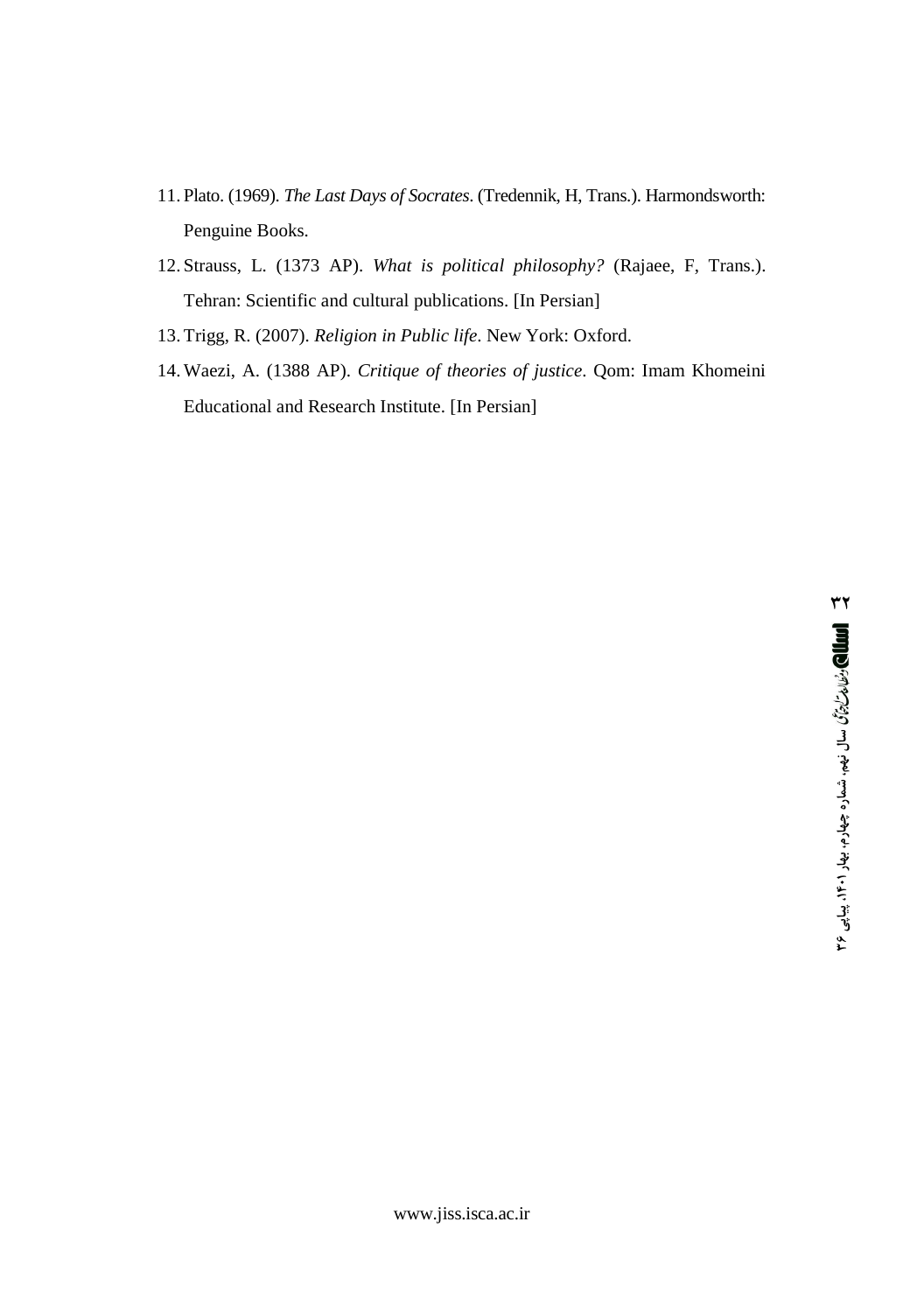11. Plato. (1969). *The Last Days of Socrates*. (Tredennik, H, Trans.). Harmondsworth: Penguine Books.
12. Strauss, L. (1373 AP). *What is political philosophy?* (Rajaee, F, Trans.). Tehran: Scientific and cultural publications. [In Persian]
13. Trigg, R. (2007). *Religion in Public life*. New York: Oxford.
14. Waezi, A. (1388 AP). *Critique of theories of justice*. Qom: Imam Khomeini Educational and Research Institute. [In Persian]